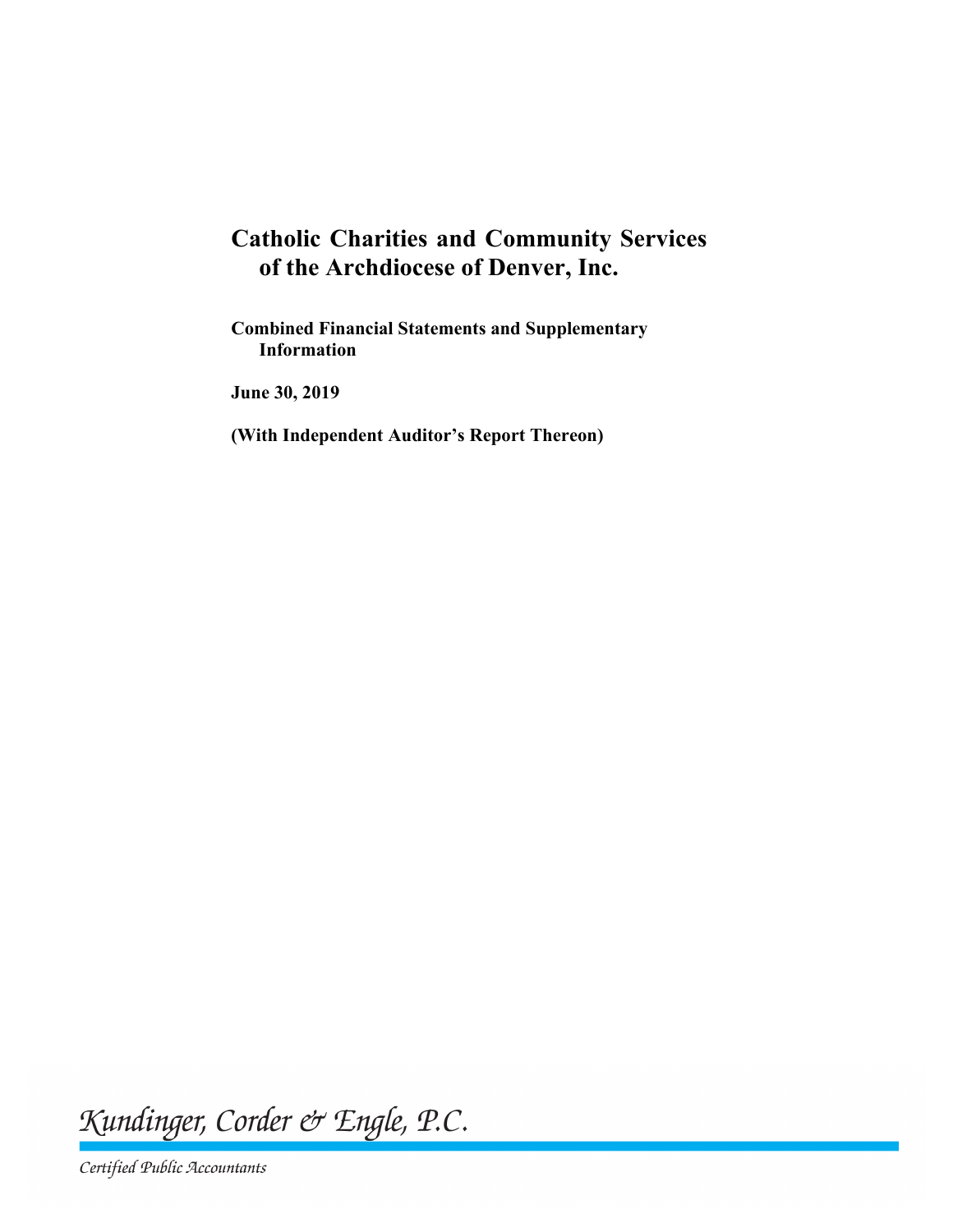# Catholic Charities and Community Services of the Archdiocese of Denver, Inc.

**Combined Financial Statements and Supplementary Information**

**June 30, 2019**

**(With Independent Auditor's Report Thereon)**

*Kundinger, Corder & Engle, P.C.*

*Certified Public Accountants*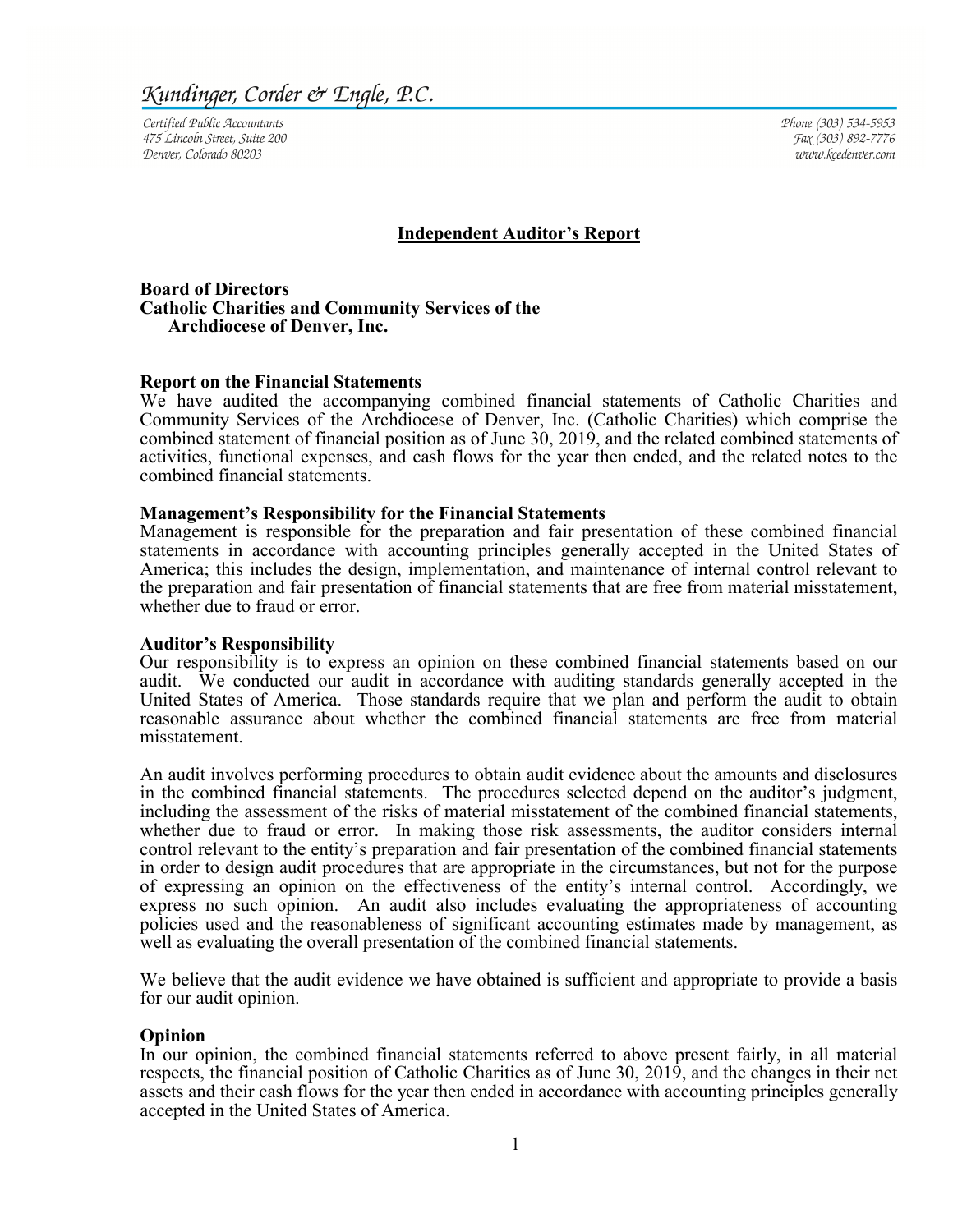*Kundinger, Corder & Engle, P.C.*

*Certified Public Accountants*
*475 Lincoln Street, Suite 200*
*Denver, Colorado 80203*

*Phone (303) 534-5953*
*Fax (303) 892-7776*
*www.kcedenver.com*

## Independent Auditor's Report

**Board of Directors**
**Catholic Charities and Community Services of the Archdiocese of Denver, Inc.**

### Report on the Financial Statements

We have audited the accompanying combined financial statements of Catholic Charities and Community Services of the Archdiocese of Denver, Inc. (Catholic Charities) which comprise the combined statement of financial position as of June 30, 2019, and the related combined statements of activities, functional expenses, and cash flows for the year then ended, and the related notes to the combined financial statements.

### Management's Responsibility for the Financial Statements

Management is responsible for the preparation and fair presentation of these combined financial statements in accordance with accounting principles generally accepted in the United States of America; this includes the design, implementation, and maintenance of internal control relevant to the preparation and fair presentation of financial statements that are free from material misstatement, whether due to fraud or error.

### Auditor's Responsibility

Our responsibility is to express an opinion on these combined financial statements based on our audit. We conducted our audit in accordance with auditing standards generally accepted in the United States of America. Those standards require that we plan and perform the audit to obtain reasonable assurance about whether the combined financial statements are free from material misstatement.

An audit involves performing procedures to obtain audit evidence about the amounts and disclosures in the combined financial statements. The procedures selected depend on the auditor's judgment, including the assessment of the risks of material misstatement of the combined financial statements, whether due to fraud or error. In making those risk assessments, the auditor considers internal control relevant to the entity's preparation and fair presentation of the combined financial statements in order to design audit procedures that are appropriate in the circumstances, but not for the purpose of expressing an opinion on the effectiveness of the entity's internal control. Accordingly, we express no such opinion. An audit also includes evaluating the appropriateness of accounting policies used and the reasonableness of significant accounting estimates made by management, as well as evaluating the overall presentation of the combined financial statements.

We believe that the audit evidence we have obtained is sufficient and appropriate to provide a basis for our audit opinion.

### Opinion

In our opinion, the combined financial statements referred to above present fairly, in all material respects, the financial position of Catholic Charities as of June 30, 2019, and the changes in their net assets and their cash flows for the year then ended in accordance with accounting principles generally accepted in the United States of America.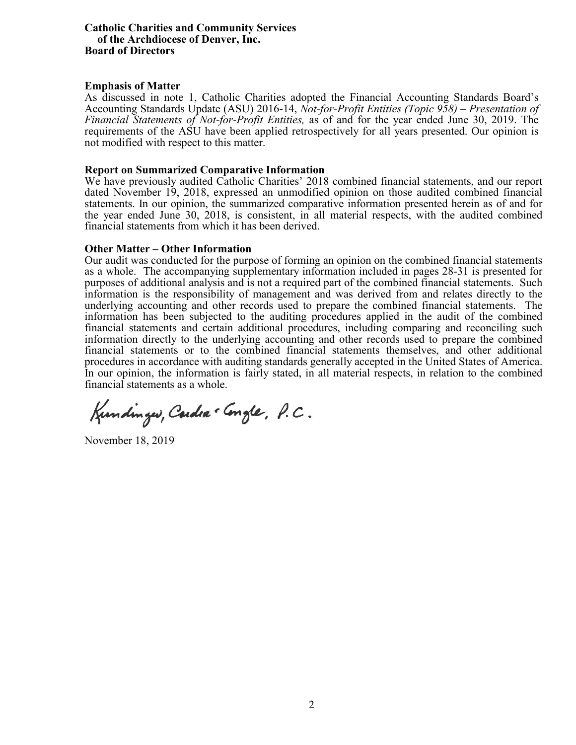**Catholic Charities and Community Services of the Archdiocese of Denver, Inc.**
**Board of Directors**

**Emphasis of Matter**

As discussed in note 1, Catholic Charities adopted the Financial Accounting Standards Board's Accounting Standards Update (ASU) 2016-14, *Not-for-Profit Entities (Topic 958) – Presentation of Financial Statements of Not-for-Profit Entities,* as of and for the year ended June 30, 2019. The requirements of the ASU have been applied retrospectively for all years presented. Our opinion is not modified with respect to this matter.

**Report on Summarized Comparative Information**

We have previously audited Catholic Charities' 2018 combined financial statements, and our report dated November 19, 2018, expressed an unmodified opinion on those audited combined financial statements. In our opinion, the summarized comparative information presented herein as of and for the year ended June 30, 2018, is consistent, in all material respects, with the audited combined financial statements from which it has been derived.

**Other Matter – Other Information**

Our audit was conducted for the purpose of forming an opinion on the combined financial statements as a whole. The accompanying supplementary information included in pages 28-31 is presented for purposes of additional analysis and is not a required part of the combined financial statements. Such information is the responsibility of management and was derived from and relates directly to the underlying accounting and other records used to prepare the combined financial statements. The information has been subjected to the auditing procedures applied in the audit of the combined financial statements and certain additional procedures, including comparing and reconciling such information directly to the underlying accounting and other records used to prepare the combined financial statements or to the combined financial statements themselves, and other additional procedures in accordance with auditing standards generally accepted in the United States of America. In our opinion, the information is fairly stated, in all material respects, in relation to the combined financial statements as a whole.

Kundinger, Corder & Engle, P.C.

November 18, 2019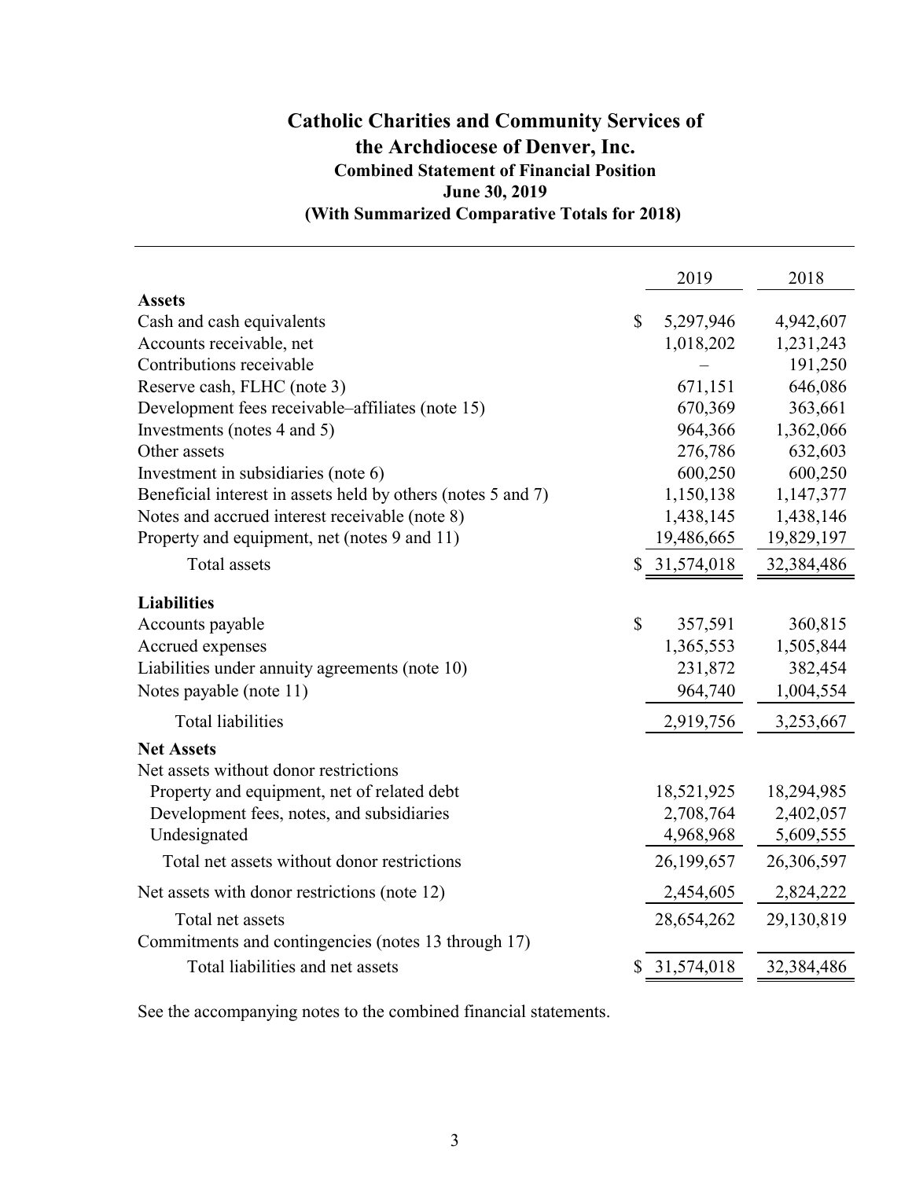# Catholic Charities and Community Services of the Archdiocese of Denver, Inc.

## Combined Statement of Financial Position

### June 30, 2019

### (With Summarized Comparative Totals for 2018)

| | 2019 | 2018 |
|---|---|---|
| **Assets** | | |
| Cash and cash equivalents | $ 5,297,946 | 4,942,607 |
| Accounts receivable, net | 1,018,202 | 1,231,243 |
| Contributions receivable | – | 191,250 |
| Reserve cash, FLHC (note 3) | 671,151 | 646,086 |
| Development fees receivable–affiliates (note 15) | 670,369 | 363,661 |
| Investments (notes 4 and 5) | 964,366 | 1,362,066 |
| Other assets | 276,786 | 632,603 |
| Investment in subsidiaries (note 6) | 600,250 | 600,250 |
| Beneficial interest in assets held by others (notes 5 and 7) | 1,150,138 | 1,147,377 |
| Notes and accrued interest receivable (note 8) | 1,438,145 | 1,438,146 |
| Property and equipment, net (notes 9 and 11) | 19,486,665 | 19,829,197 |
| Total assets | $ 31,574,018 | 32,384,486 |
| **Liabilities** | | |
| Accounts payable | $ 357,591 | 360,815 |
| Accrued expenses | 1,365,553 | 1,505,844 |
| Liabilities under annuity agreements (note 10) | 231,872 | 382,454 |
| Notes payable (note 11) | 964,740 | 1,004,554 |
| Total liabilities | 2,919,756 | 3,253,667 |
| **Net Assets** | | |
| Net assets without donor restrictions | | |
| Property and equipment, net of related debt | 18,521,925 | 18,294,985 |
| Development fees, notes, and subsidiaries | 2,708,764 | 2,402,057 |
| Undesignated | 4,968,968 | 5,609,555 |
| Total net assets without donor restrictions | 26,199,657 | 26,306,597 |
| Net assets with donor restrictions (note 12) | 2,454,605 | 2,824,222 |
| Total net assets | 28,654,262 | 29,130,819 |
| Commitments and contingencies (notes 13 through 17) | | |
| Total liabilities and net assets | $ 31,574,018 | 32,384,486 |

See the accompanying notes to the combined financial statements.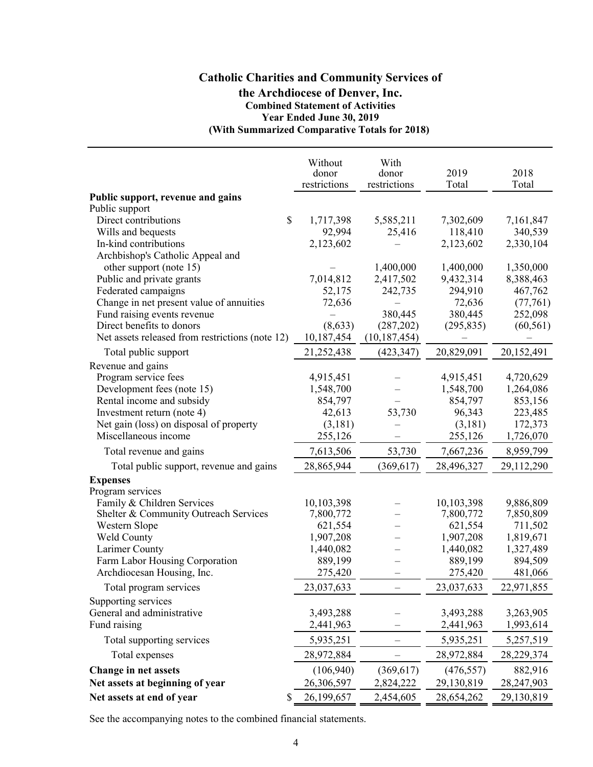# Catholic Charities and Community Services of the Archdiocese of Denver, Inc.

### Combined Statement of Activities
### Year Ended June 30, 2019
### (With Summarized Comparative Totals for 2018)

| | Without donor restrictions | With donor restrictions | 2019 Total | 2018 Total |
|---|---|---|---|---|
| **Public support, revenue and gains** | | | | |
| Public support | | | | |
| Direct contributions | $ 1,717,398 | 5,585,211 | 7,302,609 | 7,161,847 |
| Wills and bequests | 92,994 | 25,416 | 118,410 | 340,539 |
| In-kind contributions | 2,123,602 | – | 2,123,602 | 2,330,104 |
| Archbishop's Catholic Appeal and other support (note 15) | – | 1,400,000 | 1,400,000 | 1,350,000 |
| Public and private grants | 7,014,812 | 2,417,502 | 9,432,314 | 8,388,463 |
| Federated campaigns | 52,175 | 242,735 | 294,910 | 467,762 |
| Change in net present value of annuities | 72,636 | – | 72,636 | (77,761) |
| Fund raising events revenue | – | 380,445 | 380,445 | 252,098 |
| Direct benefits to donors | (8,633) | (287,202) | (295,835) | (60,561) |
| Net assets released from restrictions (note 12) | 10,187,454 | (10,187,454) | – | – |
| Total public support | 21,252,438 | (423,347) | 20,829,091 | 20,152,491 |
| Revenue and gains | | | | |
| Program service fees | 4,915,451 | – | 4,915,451 | 4,720,629 |
| Development fees (note 15) | 1,548,700 | – | 1,548,700 | 1,264,086 |
| Rental income and subsidy | 854,797 | – | 854,797 | 853,156 |
| Investment return (note 4) | 42,613 | 53,730 | 96,343 | 223,485 |
| Net gain (loss) on disposal of property | (3,181) | – | (3,181) | 172,373 |
| Miscellaneous income | 255,126 | – | 255,126 | 1,726,070 |
| Total revenue and gains | 7,613,506 | 53,730 | 7,667,236 | 8,959,799 |
| Total public support, revenue and gains | 28,865,944 | (369,617) | 28,496,327 | 29,112,290 |
| **Expenses** | | | | |
| Program services | | | | |
| Family & Children Services | 10,103,398 | – | 10,103,398 | 9,886,809 |
| Shelter & Community Outreach Services | 7,800,772 | – | 7,800,772 | 7,850,809 |
| Western Slope | 621,554 | – | 621,554 | 711,502 |
| Weld County | 1,907,208 | – | 1,907,208 | 1,819,671 |
| Larimer County | 1,440,082 | – | 1,440,082 | 1,327,489 |
| Farm Labor Housing Corporation | 889,199 | – | 889,199 | 894,509 |
| Archdiocesan Housing, Inc. | 275,420 | – | 275,420 | 481,066 |
| Total program services | 23,037,633 | – | 23,037,633 | 22,971,855 |
| Supporting services | | | | |
| General and administrative | 3,493,288 | – | 3,493,288 | 3,263,905 |
| Fund raising | 2,441,963 | – | 2,441,963 | 1,993,614 |
| Total supporting services | 5,935,251 | – | 5,935,251 | 5,257,519 |
| Total expenses | 28,972,884 | – | 28,972,884 | 28,229,374 |
| **Change in net assets** | (106,940) | (369,617) | (476,557) | 882,916 |
| **Net assets at beginning of year** | 26,306,597 | 2,824,222 | 29,130,819 | 28,247,903 |
| **Net assets at end of year** | $ 26,199,657 | 2,454,605 | 28,654,262 | 29,130,819 |

See the accompanying notes to the combined financial statements.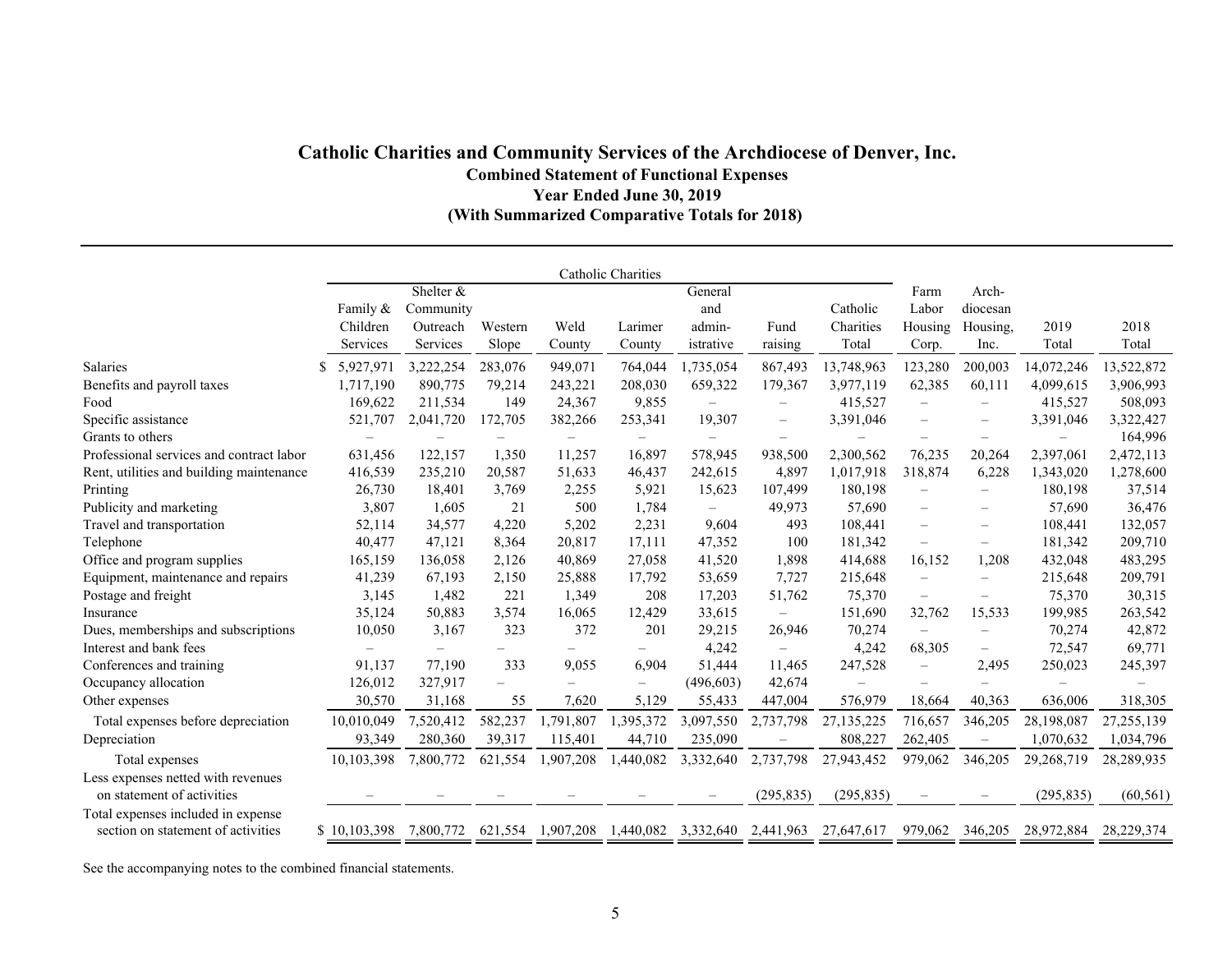## Catholic Charities and Community Services of the Archdiocese of Denver, Inc.

### Combined Statement of Functional Expenses

### Year Ended June 30, 2019

### (With Summarized Comparative Totals for 2018)

| | Catholic Charities | | | | | | | | | | | |
|---|---|---|---|---|---|---|---|---|---|---|---|---|
| | Family & Children Services | Shelter & Community Outreach Services | Western Slope | Weld County | Larimer County | General and admin-istrative | Fund raising | Catholic Charities Total | Farm Labor Housing Corp. | Arch-diocesan Housing, Inc. | 2019 Total | 2018 Total |
| Salaries | $ 5,927,971 | 3,222,254 | 283,076 | 949,071 | 764,044 | 1,735,054 | 867,493 | 13,748,963 | 123,280 | 200,003 | 14,072,246 | 13,522,872 |
| Benefits and payroll taxes | 1,717,190 | 890,775 | 79,214 | 243,221 | 208,030 | 659,322 | 179,367 | 3,977,119 | 62,385 | 60,111 | 4,099,615 | 3,906,993 |
| Food | 169,622 | 211,534 | 149 | 24,367 | 9,855 | – | – | 415,527 | – | – | 415,527 | 508,093 |
| Specific assistance | 521,707 | 2,041,720 | 172,705 | 382,266 | 253,341 | 19,307 | – | 3,391,046 | – | – | 3,391,046 | 3,322,427 |
| Grants to others | – | – | – | – | – | – | – | – | – | – | – | 164,996 |
| Professional services and contract labor | 631,456 | 122,157 | 1,350 | 11,257 | 16,897 | 578,945 | 938,500 | 2,300,562 | 76,235 | 20,264 | 2,397,061 | 2,472,113 |
| Rent, utilities and building maintenance | 416,539 | 235,210 | 20,587 | 51,633 | 46,437 | 242,615 | 4,897 | 1,017,918 | 318,874 | 6,228 | 1,343,020 | 1,278,600 |
| Printing | 26,730 | 18,401 | 3,769 | 2,255 | 5,921 | 15,623 | 107,499 | 180,198 | – | – | 180,198 | 37,514 |
| Publicity and marketing | 3,807 | 1,605 | 21 | 500 | 1,784 | – | 49,973 | 57,690 | – | – | 57,690 | 36,476 |
| Travel and transportation | 52,114 | 34,577 | 4,220 | 5,202 | 2,231 | 9,604 | 493 | 108,441 | – | – | 108,441 | 132,057 |
| Telephone | 40,477 | 47,121 | 8,364 | 20,817 | 17,111 | 47,352 | 100 | 181,342 | – | – | 181,342 | 209,710 |
| Office and program supplies | 165,159 | 136,058 | 2,126 | 40,869 | 27,058 | 41,520 | 1,898 | 414,688 | 16,152 | 1,208 | 432,048 | 483,295 |
| Equipment, maintenance and repairs | 41,239 | 67,193 | 2,150 | 25,888 | 17,792 | 53,659 | 7,727 | 215,648 | – | – | 215,648 | 209,791 |
| Postage and freight | 3,145 | 1,482 | 221 | 1,349 | 208 | 17,203 | 51,762 | 75,370 | – | – | 75,370 | 30,315 |
| Insurance | 35,124 | 50,883 | 3,574 | 16,065 | 12,429 | 33,615 | – | 151,690 | 32,762 | 15,533 | 199,985 | 263,542 |
| Dues, memberships and subscriptions | 10,050 | 3,167 | 323 | 372 | 201 | 29,215 | 26,946 | 70,274 | – | – | 70,274 | 42,872 |
| Interest and bank fees | – | – | – | – | – | 4,242 | – | 4,242 | 68,305 | – | 72,547 | 69,771 |
| Conferences and training | 91,137 | 77,190 | 333 | 9,055 | 6,904 | 51,444 | 11,465 | 247,528 | – | 2,495 | 250,023 | 245,397 |
| Occupancy allocation | 126,012 | 327,917 | – | – | – | (496,603) | 42,674 | – | – | – | – | – |
| Other expenses | 30,570 | 31,168 | 55 | 7,620 | 5,129 | 55,433 | 447,004 | 576,979 | 18,664 | 40,363 | 636,006 | 318,305 |
| Total expenses before depreciation | 10,010,049 | 7,520,412 | 582,237 | 1,791,807 | 1,395,372 | 3,097,550 | 2,737,798 | 27,135,225 | 716,657 | 346,205 | 28,198,087 | 27,255,139 |
| Depreciation | 93,349 | 280,360 | 39,317 | 115,401 | 44,710 | 235,090 | – | 808,227 | 262,405 | – | 1,070,632 | 1,034,796 |
| Total expenses | 10,103,398 | 7,800,772 | 621,554 | 1,907,208 | 1,440,082 | 3,332,640 | 2,737,798 | 27,943,452 | 979,062 | 346,205 | 29,268,719 | 28,289,935 |
| Less expenses netted with revenues on statement of activities | – | – | – | – | – | – | (295,835) | (295,835) | – | – | (295,835) | (60,561) |
| Total expenses included in expense section on statement of activities | $ 10,103,398 | 7,800,772 | 621,554 | 1,907,208 | 1,440,082 | 3,332,640 | 2,441,963 | 27,647,617 | 979,062 | 346,205 | 28,972,884 | 28,229,374 |

See the accompanying notes to the combined financial statements.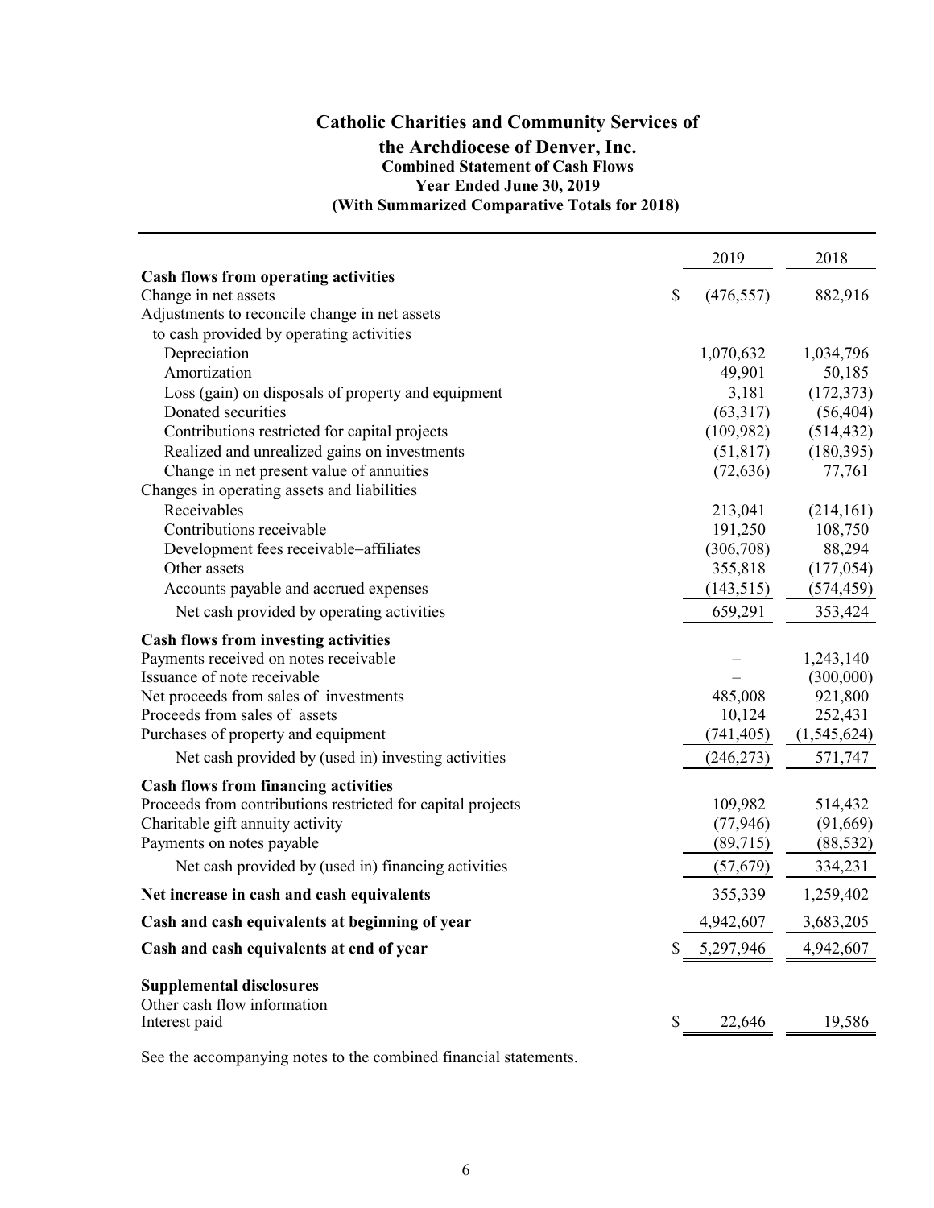# Catholic Charities and Community Services of the Archdiocese of Denver, Inc.

### Combined Statement of Cash Flows
### Year Ended June 30, 2019
### (With Summarized Comparative Totals for 2018)

| | 2019 | 2018 |
|---|---|---|
| **Cash flows from operating activities** | | |
| Change in net assets | $ (476,557) | 882,916 |
| Adjustments to reconcile change in net assets to cash provided by operating activities | | |
| Depreciation | 1,070,632 | 1,034,796 |
| Amortization | 49,901 | 50,185 |
| Loss (gain) on disposals of property and equipment | 3,181 | (172,373) |
| Donated securities | (63,317) | (56,404) |
| Contributions restricted for capital projects | (109,982) | (514,432) |
| Realized and unrealized gains on investments | (51,817) | (180,395) |
| Change in net present value of annuities | (72,636) | 77,761 |
| Changes in operating assets and liabilities | | |
| Receivables | 213,041 | (214,161) |
| Contributions receivable | 191,250 | 108,750 |
| Development fees receivable–affiliates | (306,708) | 88,294 |
| Other assets | 355,818 | (177,054) |
| Accounts payable and accrued expenses | (143,515) | (574,459) |
| Net cash provided by operating activities | 659,291 | 353,424 |
| **Cash flows from investing activities** | | |
| Payments received on notes receivable | – | 1,243,140 |
| Issuance of note receivable | – | (300,000) |
| Net proceeds from sales of investments | 485,008 | 921,800 |
| Proceeds from sales of assets | 10,124 | 252,431 |
| Purchases of property and equipment | (741,405) | (1,545,624) |
| Net cash provided by (used in) investing activities | (246,273) | 571,747 |
| **Cash flows from financing activities** | | |
| Proceeds from contributions restricted for capital projects | 109,982 | 514,432 |
| Charitable gift annuity activity | (77,946) | (91,669) |
| Payments on notes payable | (89,715) | (88,532) |
| Net cash provided by (used in) financing activities | (57,679) | 334,231 |
| **Net increase in cash and cash equivalents** | 355,339 | 1,259,402 |
| **Cash and cash equivalents at beginning of year** | 4,942,607 | 3,683,205 |
| **Cash and cash equivalents at end of year** | $ 5,297,946 | 4,942,607 |
| **Supplemental disclosures** | | |
| Other cash flow information | | |
| Interest paid | $ 22,646 | 19,586 |

See the accompanying notes to the combined financial statements.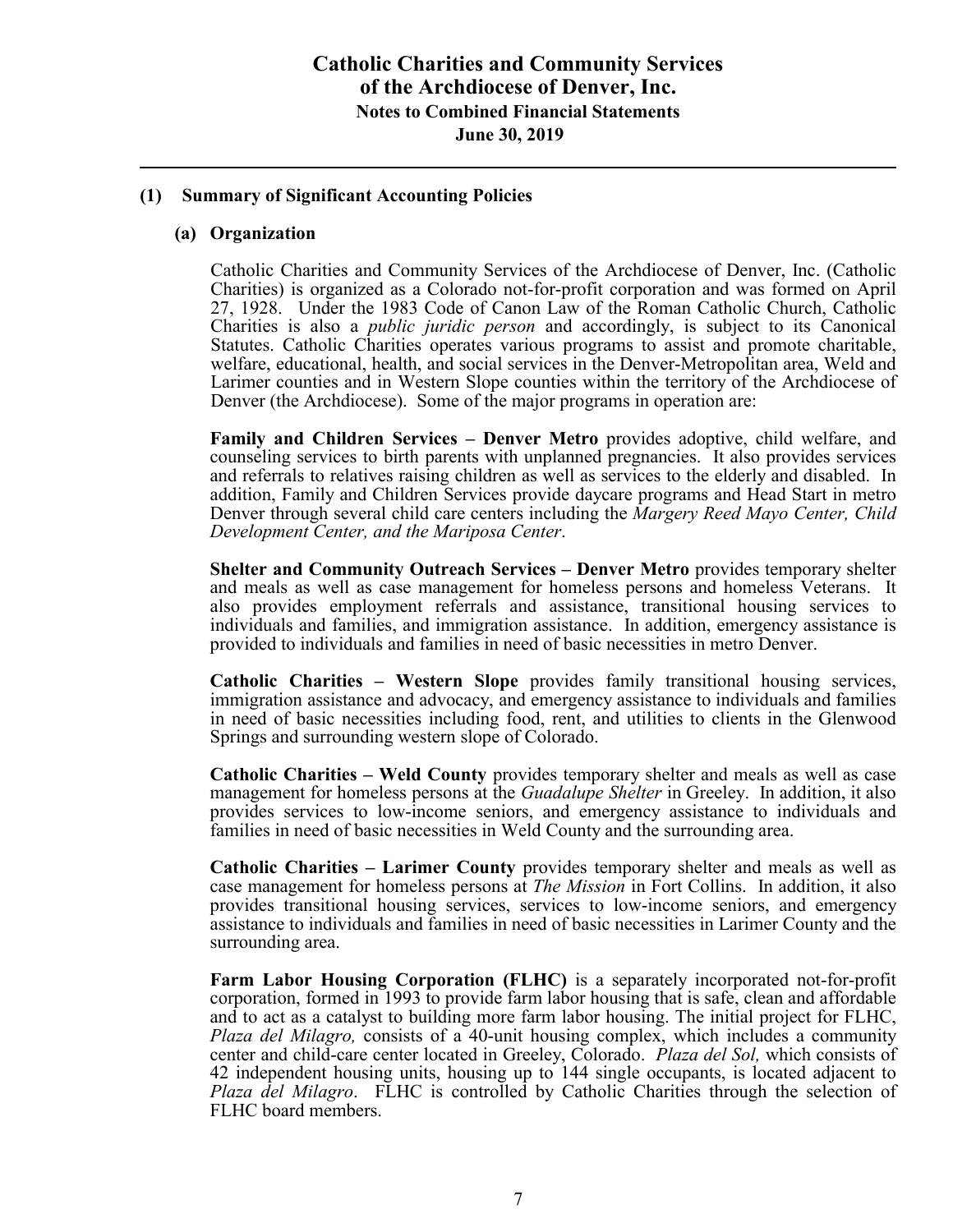# Catholic Charities and Community Services of the Archdiocese of Denver, Inc.

## Notes to Combined Financial Statements

## June 30, 2019

### (1) Summary of Significant Accounting Policies

#### (a) Organization

Catholic Charities and Community Services of the Archdiocese of Denver, Inc. (Catholic Charities) is organized as a Colorado not-for-profit corporation and was formed on April 27, 1928. Under the 1983 Code of Canon Law of the Roman Catholic Church, Catholic Charities is also a *public juridic person* and accordingly, is subject to its Canonical Statutes. Catholic Charities operates various programs to assist and promote charitable, welfare, educational, health, and social services in the Denver-Metropolitan area, Weld and Larimer counties and in Western Slope counties within the territory of the Archdiocese of Denver (the Archdiocese). Some of the major programs in operation are:

**Family and Children Services – Denver Metro** provides adoptive, child welfare, and counseling services to birth parents with unplanned pregnancies. It also provides services and referrals to relatives raising children as well as services to the elderly and disabled. In addition, Family and Children Services provide daycare programs and Head Start in metro Denver through several child care centers including the *Margery Reed Mayo Center, Child Development Center, and the Mariposa Center*.

**Shelter and Community Outreach Services – Denver Metro** provides temporary shelter and meals as well as case management for homeless persons and homeless Veterans. It also provides employment referrals and assistance, transitional housing services to individuals and families, and immigration assistance. In addition, emergency assistance is provided to individuals and families in need of basic necessities in metro Denver.

**Catholic Charities – Western Slope** provides family transitional housing services, immigration assistance and advocacy, and emergency assistance to individuals and families in need of basic necessities including food, rent, and utilities to clients in the Glenwood Springs and surrounding western slope of Colorado.

**Catholic Charities – Weld County** provides temporary shelter and meals as well as case management for homeless persons at the *Guadalupe Shelter* in Greeley. In addition, it also provides services to low-income seniors, and emergency assistance to individuals and families in need of basic necessities in Weld County and the surrounding area.

**Catholic Charities – Larimer County** provides temporary shelter and meals as well as case management for homeless persons at *The Mission* in Fort Collins. In addition, it also provides transitional housing services, services to low-income seniors, and emergency assistance to individuals and families in need of basic necessities in Larimer County and the surrounding area.

**Farm Labor Housing Corporation (FLHC)** is a separately incorporated not-for-profit corporation, formed in 1993 to provide farm labor housing that is safe, clean and affordable and to act as a catalyst to building more farm labor housing. The initial project for FLHC, *Plaza del Milagro,* consists of a 40-unit housing complex, which includes a community center and child-care center located in Greeley, Colorado. *Plaza del Sol,* which consists of 42 independent housing units, housing up to 144 single occupants, is located adjacent to *Plaza del Milagro*. FLHC is controlled by Catholic Charities through the selection of FLHC board members.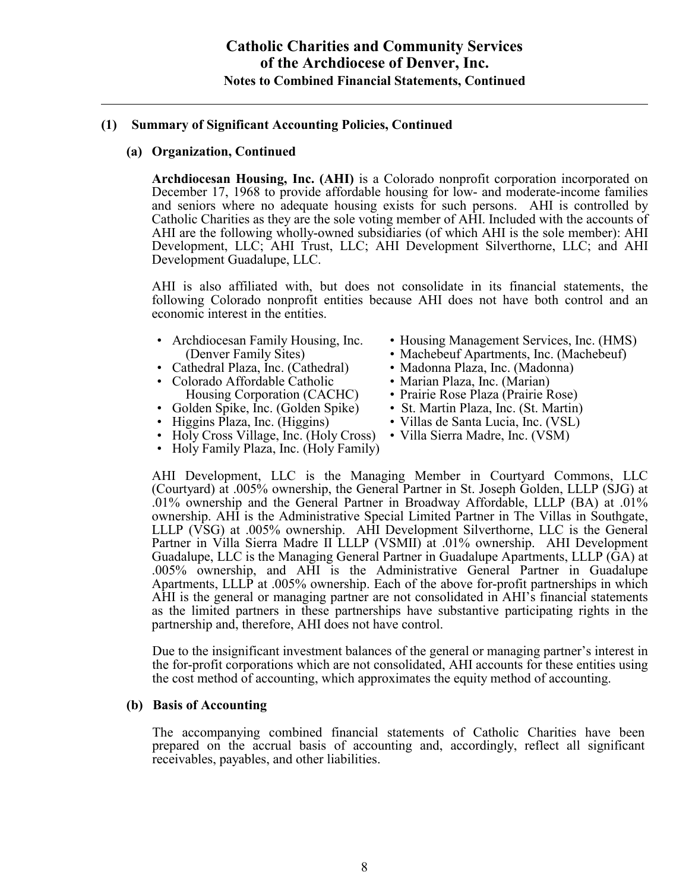## (1) Summary of Significant Accounting Policies, Continued

### (a) Organization, Continued

**Archdiocesan Housing, Inc. (AHI)** is a Colorado nonprofit corporation incorporated on December 17, 1968 to provide affordable housing for low- and moderate-income families and seniors where no adequate housing exists for such persons. AHI is controlled by Catholic Charities as they are the sole voting member of AHI. Included with the accounts of AHI are the following wholly-owned subsidiaries (of which AHI is the sole member): AHI Development, LLC; AHI Trust, LLC; AHI Development Silverthorne, LLC; and AHI Development Guadalupe, LLC.

AHI is also affiliated with, but does not consolidate in its financial statements, the following Colorado nonprofit entities because AHI does not have both control and an economic interest in the entities.

- Archdiocesan Family Housing, Inc. (Denver Family Sites)
- Cathedral Plaza, Inc. (Cathedral)
- Colorado Affordable Catholic Housing Corporation (CACHC)
- Golden Spike, Inc. (Golden Spike)
- Higgins Plaza, Inc. (Higgins)
- Holy Cross Village, Inc. (Holy Cross)
- Holy Family Plaza, Inc. (Holy Family)
- Housing Management Services, Inc. (HMS)
- Machebeuf Apartments, Inc. (Machebeuf)
- Madonna Plaza, Inc. (Madonna)
- Marian Plaza, Inc. (Marian)
- Prairie Rose Plaza (Prairie Rose)
- St. Martin Plaza, Inc. (St. Martin)
- Villas de Santa Lucia, Inc. (VSL)
- Villa Sierra Madre, Inc. (VSM)

AHI Development, LLC is the Managing Member in Courtyard Commons, LLC (Courtyard) at .005% ownership, the General Partner in St. Joseph Golden, LLLP (SJG) at .01% ownership and the General Partner in Broadway Affordable, LLLP (BA) at .01% ownership. AHI is the Administrative Special Limited Partner in The Villas in Southgate, LLLP (VSG) at .005% ownership. AHI Development Silverthorne, LLC is the General Partner in Villa Sierra Madre II LLLP (VSMII) at .01% ownership. AHI Development Guadalupe, LLC is the Managing General Partner in Guadalupe Apartments, LLLP (GA) at .005% ownership, and AHI is the Administrative General Partner in Guadalupe Apartments, LLLP at .005% ownership. Each of the above for-profit partnerships in which AHI is the general or managing partner are not consolidated in AHI's financial statements as the limited partners in these partnerships have substantive participating rights in the partnership and, therefore, AHI does not have control.

Due to the insignificant investment balances of the general or managing partner's interest in the for-profit corporations which are not consolidated, AHI accounts for these entities using the cost method of accounting, which approximates the equity method of accounting.

### (b) Basis of Accounting

The accompanying combined financial statements of Catholic Charities have been prepared on the accrual basis of accounting and, accordingly, reflect all significant receivables, payables, and other liabilities.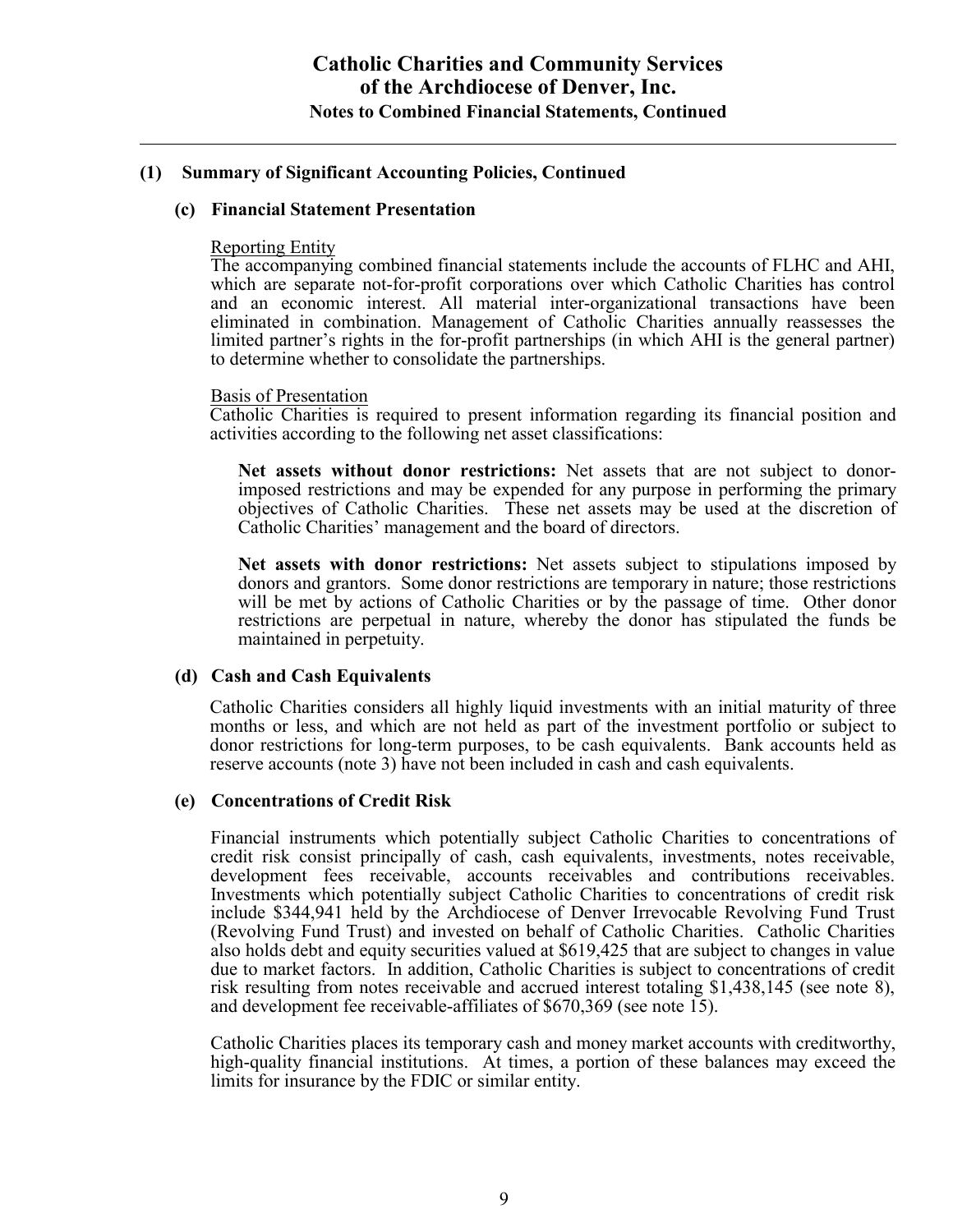## (1) Summary of Significant Accounting Policies, Continued

### (c) Financial Statement Presentation

Reporting Entity

The accompanying combined financial statements include the accounts of FLHC and AHI, which are separate not-for-profit corporations over which Catholic Charities has control and an economic interest. All material inter-organizational transactions have been eliminated in combination. Management of Catholic Charities annually reassesses the limited partner's rights in the for-profit partnerships (in which AHI is the general partner) to determine whether to consolidate the partnerships.

Basis of Presentation

Catholic Charities is required to present information regarding its financial position and activities according to the following net asset classifications:

**Net assets without donor restrictions:** Net assets that are not subject to donor-imposed restrictions and may be expended for any purpose in performing the primary objectives of Catholic Charities. These net assets may be used at the discretion of Catholic Charities' management and the board of directors.

**Net assets with donor restrictions:** Net assets subject to stipulations imposed by donors and grantors. Some donor restrictions are temporary in nature; those restrictions will be met by actions of Catholic Charities or by the passage of time. Other donor restrictions are perpetual in nature, whereby the donor has stipulated the funds be maintained in perpetuity.

### (d) Cash and Cash Equivalents

Catholic Charities considers all highly liquid investments with an initial maturity of three months or less, and which are not held as part of the investment portfolio or subject to donor restrictions for long-term purposes, to be cash equivalents. Bank accounts held as reserve accounts (note 3) have not been included in cash and cash equivalents.

### (e) Concentrations of Credit Risk

Financial instruments which potentially subject Catholic Charities to concentrations of credit risk consist principally of cash, cash equivalents, investments, notes receivable, development fees receivable, accounts receivables and contributions receivables. Investments which potentially subject Catholic Charities to concentrations of credit risk include $344,941 held by the Archdiocese of Denver Irrevocable Revolving Fund Trust (Revolving Fund Trust) and invested on behalf of Catholic Charities. Catholic Charities also holds debt and equity securities valued at $619,425 that are subject to changes in value due to market factors. In addition, Catholic Charities is subject to concentrations of credit risk resulting from notes receivable and accrued interest totaling $1,438,145 (see note 8), and development fee receivable-affiliates of $670,369 (see note 15).

Catholic Charities places its temporary cash and money market accounts with creditworthy, high-quality financial institutions. At times, a portion of these balances may exceed the limits for insurance by the FDIC or similar entity.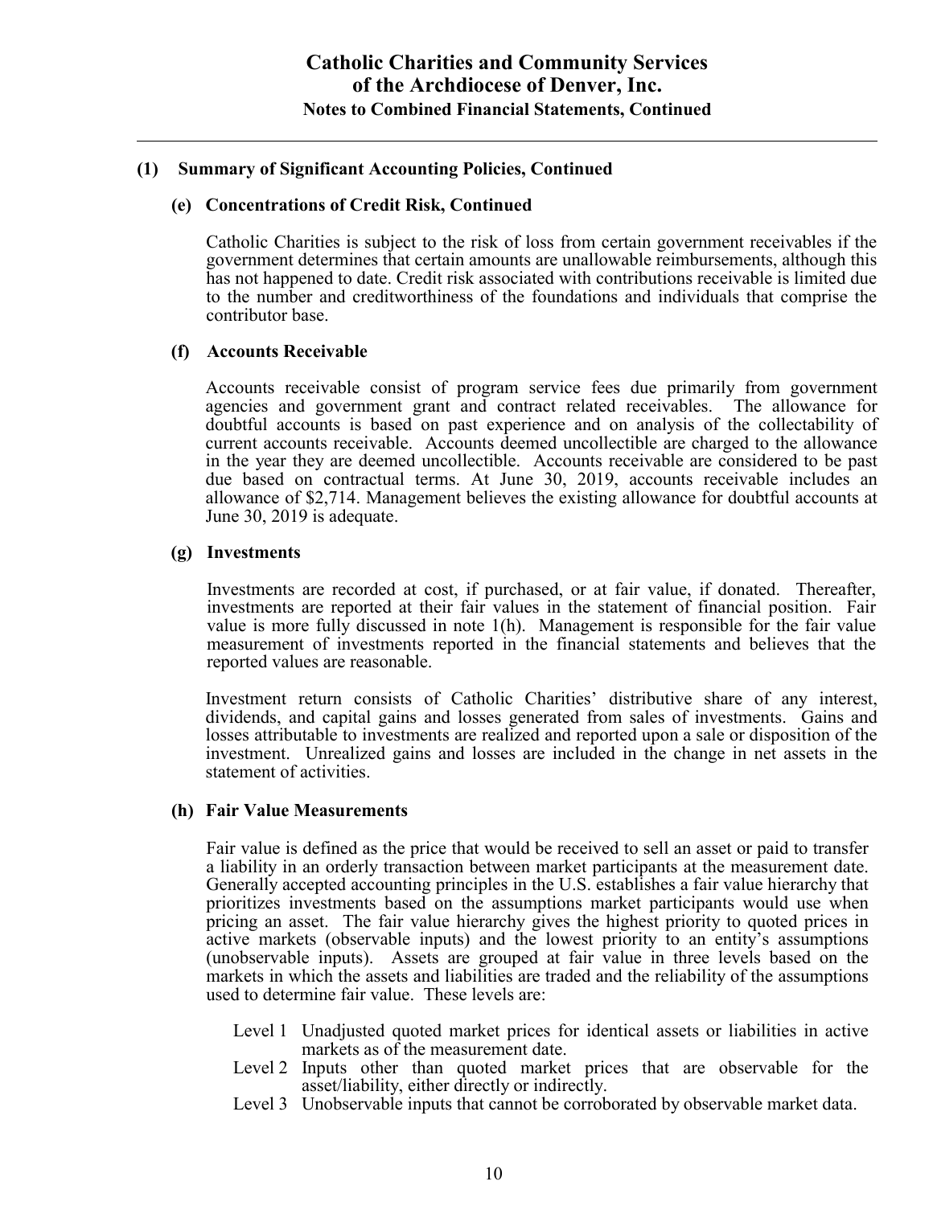## (1) Summary of Significant Accounting Policies, Continued

### (e) Concentrations of Credit Risk, Continued

Catholic Charities is subject to the risk of loss from certain government receivables if the government determines that certain amounts are unallowable reimbursements, although this has not happened to date. Credit risk associated with contributions receivable is limited due to the number and creditworthiness of the foundations and individuals that comprise the contributor base.

### (f) Accounts Receivable

Accounts receivable consist of program service fees due primarily from government agencies and government grant and contract related receivables. The allowance for doubtful accounts is based on past experience and on analysis of the collectability of current accounts receivable. Accounts deemed uncollectible are charged to the allowance in the year they are deemed uncollectible. Accounts receivable are considered to be past due based on contractual terms. At June 30, 2019, accounts receivable includes an allowance of $2,714. Management believes the existing allowance for doubtful accounts at June 30, 2019 is adequate.

### (g) Investments

Investments are recorded at cost, if purchased, or at fair value, if donated. Thereafter, investments are reported at their fair values in the statement of financial position. Fair value is more fully discussed in note 1(h). Management is responsible for the fair value measurement of investments reported in the financial statements and believes that the reported values are reasonable.

Investment return consists of Catholic Charities' distributive share of any interest, dividends, and capital gains and losses generated from sales of investments. Gains and losses attributable to investments are realized and reported upon a sale or disposition of the investment. Unrealized gains and losses are included in the change in net assets in the statement of activities.

### (h) Fair Value Measurements

Fair value is defined as the price that would be received to sell an asset or paid to transfer a liability in an orderly transaction between market participants at the measurement date. Generally accepted accounting principles in the U.S. establishes a fair value hierarchy that prioritizes investments based on the assumptions market participants would use when pricing an asset. The fair value hierarchy gives the highest priority to quoted prices in active markets (observable inputs) and the lowest priority to an entity's assumptions (unobservable inputs). Assets are grouped at fair value in three levels based on the markets in which the assets and liabilities are traded and the reliability of the assumptions used to determine fair value. These levels are:

- Level 1 Unadjusted quoted market prices for identical assets or liabilities in active markets as of the measurement date.
- Level 2 Inputs other than quoted market prices that are observable for the asset/liability, either directly or indirectly.
- Level 3 Unobservable inputs that cannot be corroborated by observable market data.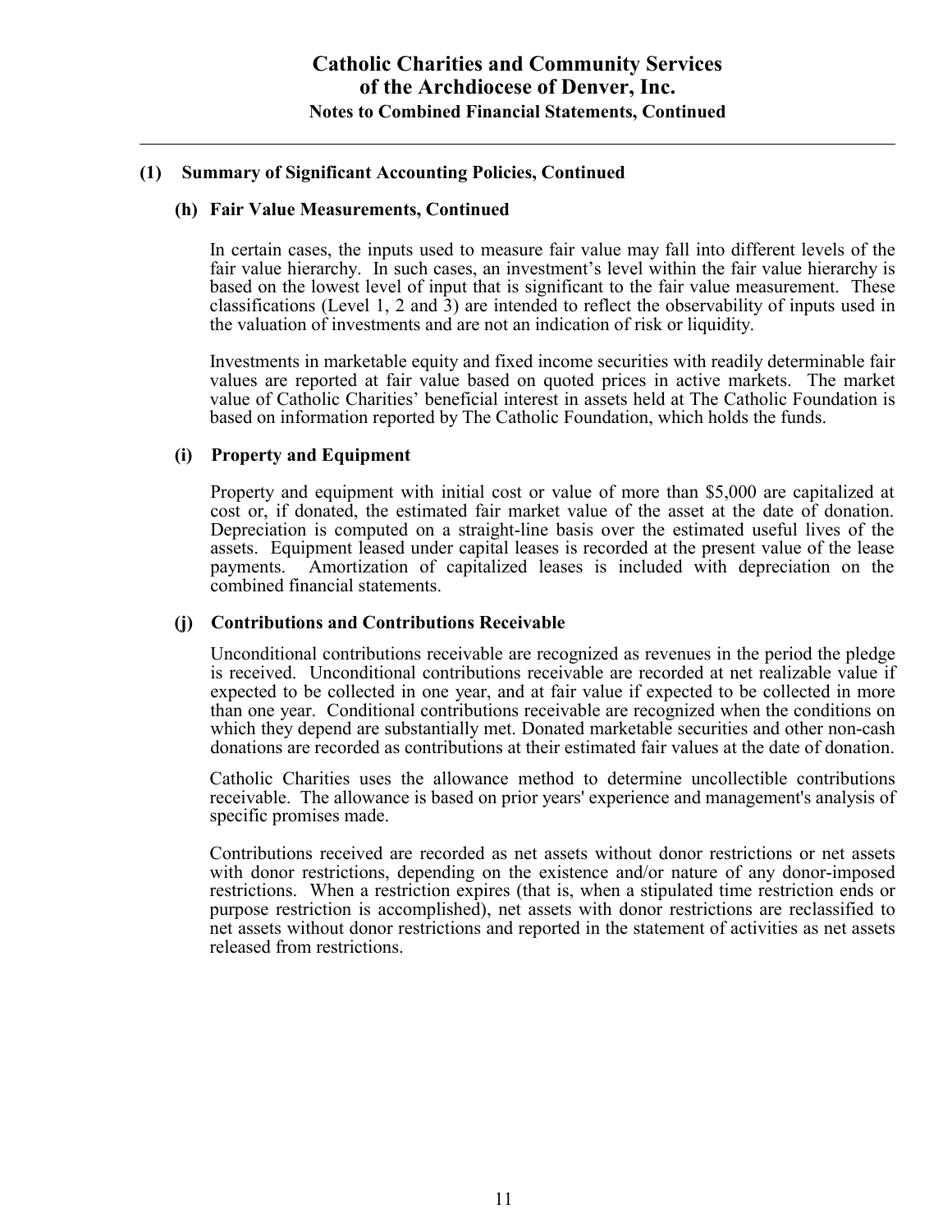## (1) Summary of Significant Accounting Policies, Continued

### (h) Fair Value Measurements, Continued

In certain cases, the inputs used to measure fair value may fall into different levels of the fair value hierarchy. In such cases, an investment's level within the fair value hierarchy is based on the lowest level of input that is significant to the fair value measurement. These classifications (Level 1, 2 and 3) are intended to reflect the observability of inputs used in the valuation of investments and are not an indication of risk or liquidity.

Investments in marketable equity and fixed income securities with readily determinable fair values are reported at fair value based on quoted prices in active markets. The market value of Catholic Charities' beneficial interest in assets held at The Catholic Foundation is based on information reported by The Catholic Foundation, which holds the funds.

### (i) Property and Equipment

Property and equipment with initial cost or value of more than $5,000 are capitalized at cost or, if donated, the estimated fair market value of the asset at the date of donation. Depreciation is computed on a straight-line basis over the estimated useful lives of the assets. Equipment leased under capital leases is recorded at the present value of the lease payments. Amortization of capitalized leases is included with depreciation on the combined financial statements.

### (j) Contributions and Contributions Receivable

Unconditional contributions receivable are recognized as revenues in the period the pledge is received. Unconditional contributions receivable are recorded at net realizable value if expected to be collected in one year, and at fair value if expected to be collected in more than one year. Conditional contributions receivable are recognized when the conditions on which they depend are substantially met. Donated marketable securities and other non-cash donations are recorded as contributions at their estimated fair values at the date of donation.

Catholic Charities uses the allowance method to determine uncollectible contributions receivable. The allowance is based on prior years' experience and management's analysis of specific promises made.

Contributions received are recorded as net assets without donor restrictions or net assets with donor restrictions, depending on the existence and/or nature of any donor-imposed restrictions. When a restriction expires (that is, when a stipulated time restriction ends or purpose restriction is accomplished), net assets with donor restrictions are reclassified to net assets without donor restrictions and reported in the statement of activities as net assets released from restrictions.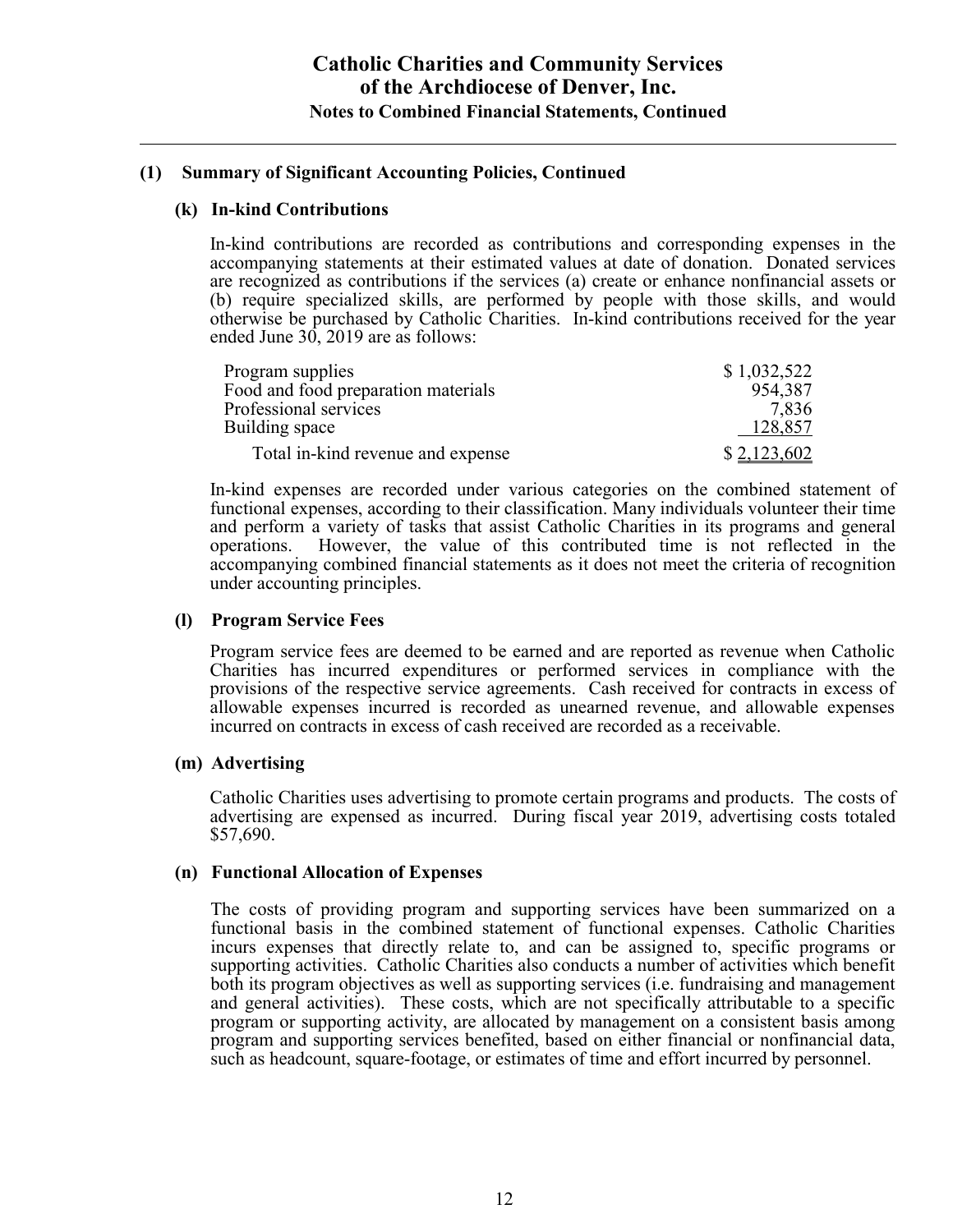## (1) Summary of Significant Accounting Policies, Continued

### (k) In-kind Contributions

In-kind contributions are recorded as contributions and corresponding expenses in the accompanying statements at their estimated values at date of donation. Donated services are recognized as contributions if the services (a) create or enhance nonfinancial assets or (b) require specialized skills, are performed by people with those skills, and would otherwise be purchased by Catholic Charities. In-kind contributions received for the year ended June 30, 2019 are as follows:

| | |
|---|---|
| Program supplies | $ 1,032,522 |
| Food and food preparation materials | 954,387 |
| Professional services | 7,836 |
| Building space | 128,857 |
| Total in-kind revenue and expense | $ 2,123,602 |

In-kind expenses are recorded under various categories on the combined statement of functional expenses, according to their classification. Many individuals volunteer their time and perform a variety of tasks that assist Catholic Charities in its programs and general operations. However, the value of this contributed time is not reflected in the accompanying combined financial statements as it does not meet the criteria of recognition under accounting principles.

### (l) Program Service Fees

Program service fees are deemed to be earned and are reported as revenue when Catholic Charities has incurred expenditures or performed services in compliance with the provisions of the respective service agreements. Cash received for contracts in excess of allowable expenses incurred is recorded as unearned revenue, and allowable expenses incurred on contracts in excess of cash received are recorded as a receivable.

### (m) Advertising

Catholic Charities uses advertising to promote certain programs and products. The costs of advertising are expensed as incurred. During fiscal year 2019, advertising costs totaled $57,690.

### (n) Functional Allocation of Expenses

The costs of providing program and supporting services have been summarized on a functional basis in the combined statement of functional expenses. Catholic Charities incurs expenses that directly relate to, and can be assigned to, specific programs or supporting activities. Catholic Charities also conducts a number of activities which benefit both its program objectives as well as supporting services (i.e. fundraising and management and general activities). These costs, which are not specifically attributable to a specific program or supporting activity, are allocated by management on a consistent basis among program and supporting services benefited, based on either financial or nonfinancial data, such as headcount, square-footage, or estimates of time and effort incurred by personnel.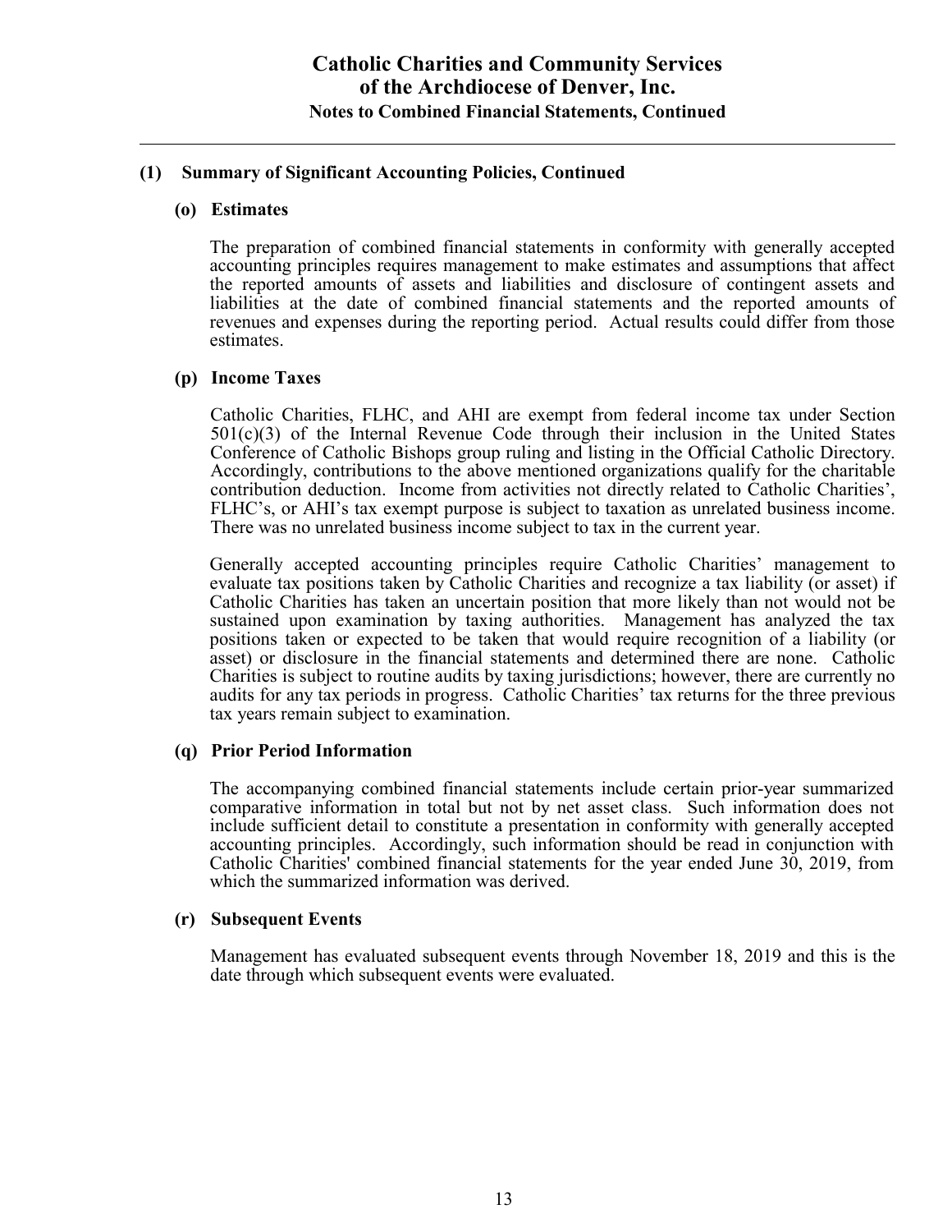## (1) Summary of Significant Accounting Policies, Continued

### (o) Estimates

The preparation of combined financial statements in conformity with generally accepted accounting principles requires management to make estimates and assumptions that affect the reported amounts of assets and liabilities and disclosure of contingent assets and liabilities at the date of combined financial statements and the reported amounts of revenues and expenses during the reporting period. Actual results could differ from those estimates.

### (p) Income Taxes

Catholic Charities, FLHC, and AHI are exempt from federal income tax under Section 501(c)(3) of the Internal Revenue Code through their inclusion in the United States Conference of Catholic Bishops group ruling and listing in the Official Catholic Directory. Accordingly, contributions to the above mentioned organizations qualify for the charitable contribution deduction. Income from activities not directly related to Catholic Charities', FLHC's, or AHI's tax exempt purpose is subject to taxation as unrelated business income. There was no unrelated business income subject to tax in the current year.

Generally accepted accounting principles require Catholic Charities' management to evaluate tax positions taken by Catholic Charities and recognize a tax liability (or asset) if Catholic Charities has taken an uncertain position that more likely than not would not be sustained upon examination by taxing authorities. Management has analyzed the tax positions taken or expected to be taken that would require recognition of a liability (or asset) or disclosure in the financial statements and determined there are none. Catholic Charities is subject to routine audits by taxing jurisdictions; however, there are currently no audits for any tax periods in progress. Catholic Charities' tax returns for the three previous tax years remain subject to examination.

### (q) Prior Period Information

The accompanying combined financial statements include certain prior-year summarized comparative information in total but not by net asset class. Such information does not include sufficient detail to constitute a presentation in conformity with generally accepted accounting principles. Accordingly, such information should be read in conjunction with Catholic Charities' combined financial statements for the year ended June 30, 2019, from which the summarized information was derived.

### (r) Subsequent Events

Management has evaluated subsequent events through November 18, 2019 and this is the date through which subsequent events were evaluated.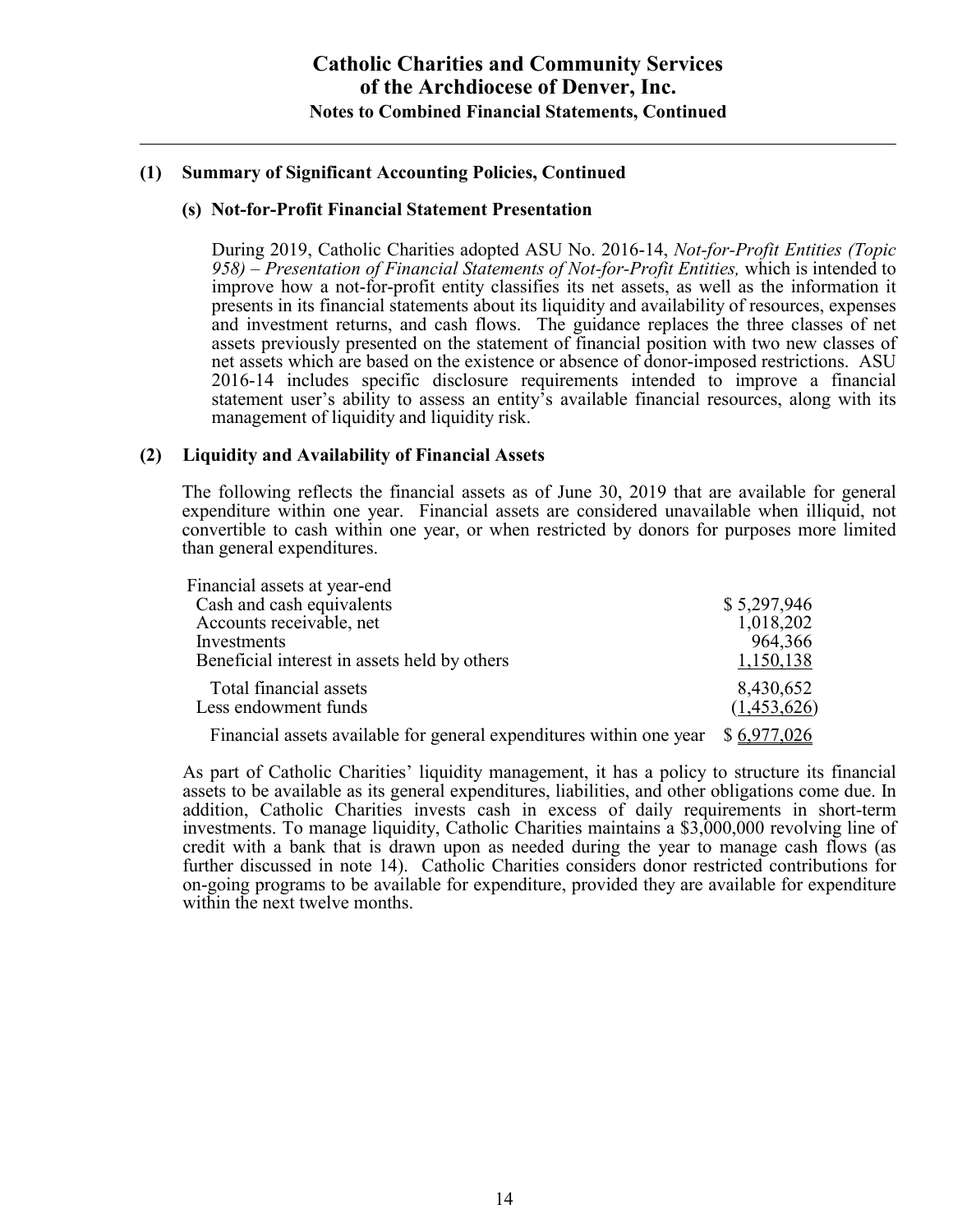## (1) Summary of Significant Accounting Policies, Continued

### (s) Not-for-Profit Financial Statement Presentation

During 2019, Catholic Charities adopted ASU No. 2016-14, *Not-for-Profit Entities (Topic 958) – Presentation of Financial Statements of Not-for-Profit Entities,* which is intended to improve how a not-for-profit entity classifies its net assets, as well as the information it presents in its financial statements about its liquidity and availability of resources, expenses and investment returns, and cash flows. The guidance replaces the three classes of net assets previously presented on the statement of financial position with two new classes of net assets which are based on the existence or absence of donor-imposed restrictions. ASU 2016-14 includes specific disclosure requirements intended to improve a financial statement user's ability to assess an entity's available financial resources, along with its management of liquidity and liquidity risk.

## (2) Liquidity and Availability of Financial Assets

The following reflects the financial assets as of June 30, 2019 that are available for general expenditure within one year. Financial assets are considered unavailable when illiquid, not convertible to cash within one year, or when restricted by donors for purposes more limited than general expenditures.

| | |
|---|---|
| Financial assets at year-end | |
| Cash and cash equivalents | $ 5,297,946 |
| Accounts receivable, net | 1,018,202 |
| Investments | 964,366 |
| Beneficial interest in assets held by others | 1,150,138 |
| Total financial assets | 8,430,652 |
| Less endowment funds | (1,453,626) |
| Financial assets available for general expenditures within one year | $ 6,977,026 |

As part of Catholic Charities' liquidity management, it has a policy to structure its financial assets to be available as its general expenditures, liabilities, and other obligations come due. In addition, Catholic Charities invests cash in excess of daily requirements in short-term investments. To manage liquidity, Catholic Charities maintains a $3,000,000 revolving line of credit with a bank that is drawn upon as needed during the year to manage cash flows (as further discussed in note 14). Catholic Charities considers donor restricted contributions for on-going programs to be available for expenditure, provided they are available for expenditure within the next twelve months.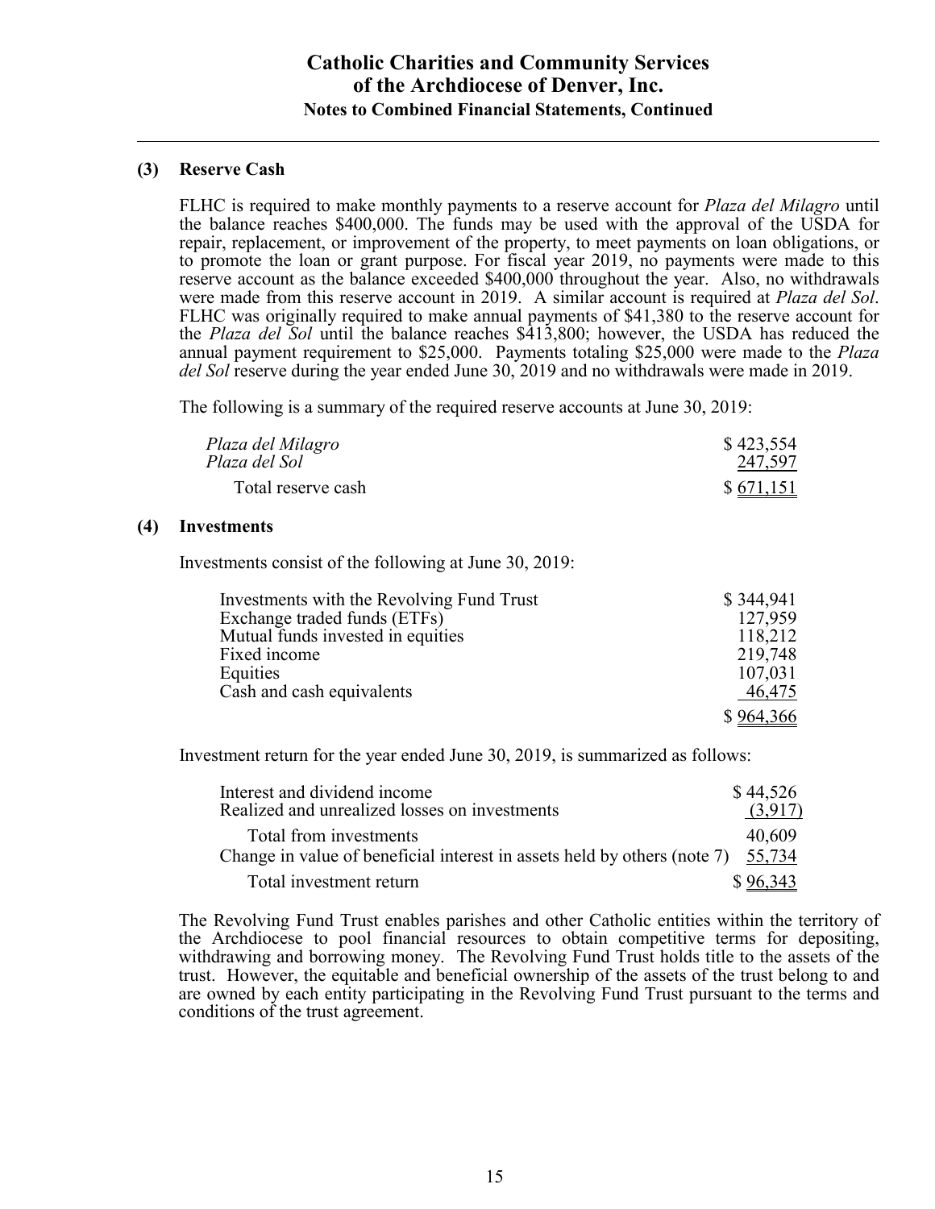## (3) Reserve Cash

FLHC is required to make monthly payments to a reserve account for *Plaza del Milagro* until the balance reaches $400,000. The funds may be used with the approval of the USDA for repair, replacement, or improvement of the property, to meet payments on loan obligations, or to promote the loan or grant purpose. For fiscal year 2019, no payments were made to this reserve account as the balance exceeded $400,000 throughout the year. Also, no withdrawals were made from this reserve account in 2019. A similar account is required at *Plaza del Sol*. FLHC was originally required to make annual payments of $41,380 to the reserve account for the *Plaza del Sol* until the balance reaches $413,800; however, the USDA has reduced the annual payment requirement to $25,000. Payments totaling $25,000 were made to the *Plaza del Sol* reserve during the year ended June 30, 2019 and no withdrawals were made in 2019.

The following is a summary of the required reserve accounts at June 30, 2019:

| | |
|---|---|
| *Plaza del Milagro* | $ 423,554 |
| *Plaza del Sol* | 247,597 |
| Total reserve cash | $ 671,151 |

## (4) Investments

Investments consist of the following at June 30, 2019:

| | |
|---|---|
| Investments with the Revolving Fund Trust | $ 344,941 |
| Exchange traded funds (ETFs) | 127,959 |
| Mutual funds invested in equities | 118,212 |
| Fixed income | 219,748 |
| Equities | 107,031 |
| Cash and cash equivalents | 46,475 |
| | $ 964,366 |

Investment return for the year ended June 30, 2019, is summarized as follows:

| | |
|---|---|
| Interest and dividend income | $ 44,526 |
| Realized and unrealized losses on investments | (3,917) |
| Total from investments | 40,609 |
| Change in value of beneficial interest in assets held by others (note 7) | 55,734 |
| Total investment return | $ 96,343 |

The Revolving Fund Trust enables parishes and other Catholic entities within the territory of the Archdiocese to pool financial resources to obtain competitive terms for depositing, withdrawing and borrowing money. The Revolving Fund Trust holds title to the assets of the trust. However, the equitable and beneficial ownership of the assets of the trust belong to and are owned by each entity participating in the Revolving Fund Trust pursuant to the terms and conditions of the trust agreement.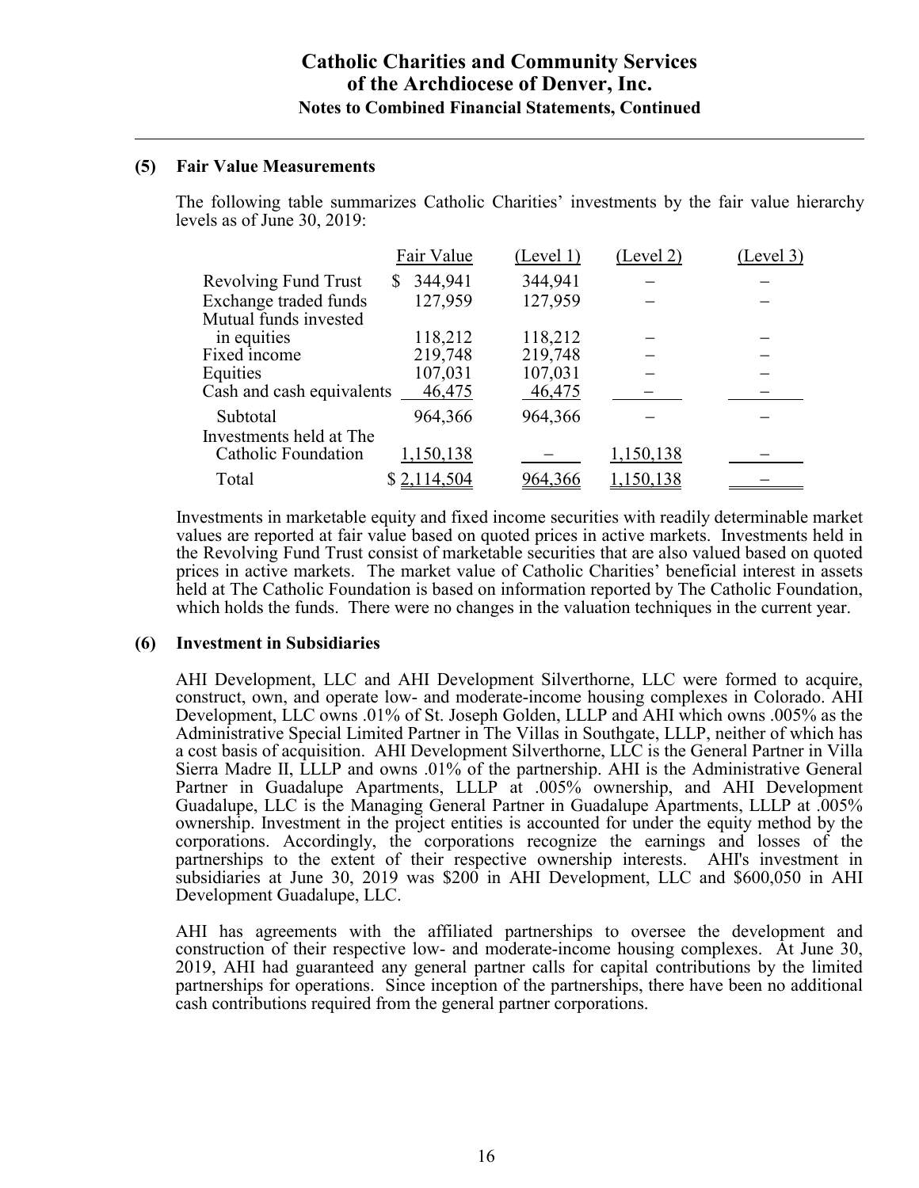### (5) Fair Value Measurements

The following table summarizes Catholic Charities' investments by the fair value hierarchy levels as of June 30, 2019:

| | Fair Value | (Level 1) | (Level 2) | (Level 3) |
|---|---|---|---|---|
| Revolving Fund Trust | $ 344,941 | 344,941 | – | – |
| Exchange traded funds | 127,959 | 127,959 | – | – |
| Mutual funds invested in equities | 118,212 | 118,212 | – | – |
| Fixed income | 219,748 | 219,748 | – | – |
| Equities | 107,031 | 107,031 | – | – |
| Cash and cash equivalents | 46,475 | 46,475 | – | – |
| Subtotal | 964,366 | 964,366 | – | – |
| Investments held at The Catholic Foundation | 1,150,138 | – | 1,150,138 | – |
| Total | $ 2,114,504 | 964,366 | 1,150,138 | – |

Investments in marketable equity and fixed income securities with readily determinable market values are reported at fair value based on quoted prices in active markets. Investments held in the Revolving Fund Trust consist of marketable securities that are also valued based on quoted prices in active markets. The market value of Catholic Charities' beneficial interest in assets held at The Catholic Foundation is based on information reported by The Catholic Foundation, which holds the funds. There were no changes in the valuation techniques in the current year.

### (6) Investment in Subsidiaries

AHI Development, LLC and AHI Development Silverthorne, LLC were formed to acquire, construct, own, and operate low- and moderate-income housing complexes in Colorado. AHI Development, LLC owns .01% of St. Joseph Golden, LLLP and AHI which owns .005% as the Administrative Special Limited Partner in The Villas in Southgate, LLLP, neither of which has a cost basis of acquisition. AHI Development Silverthorne, LLC is the General Partner in Villa Sierra Madre II, LLLP and owns .01% of the partnership. AHI is the Administrative General Partner in Guadalupe Apartments, LLLP at .005% ownership, and AHI Development Guadalupe, LLC is the Managing General Partner in Guadalupe Apartments, LLLP at .005% ownership. Investment in the project entities is accounted for under the equity method by the corporations. Accordingly, the corporations recognize the earnings and losses of the partnerships to the extent of their respective ownership interests. AHI's investment in subsidiaries at June 30, 2019 was $200 in AHI Development, LLC and $600,050 in AHI Development Guadalupe, LLC.

AHI has agreements with the affiliated partnerships to oversee the development and construction of their respective low- and moderate-income housing complexes. At June 30, 2019, AHI had guaranteed any general partner calls for capital contributions by the limited partnerships for operations. Since inception of the partnerships, there have been no additional cash contributions required from the general partner corporations.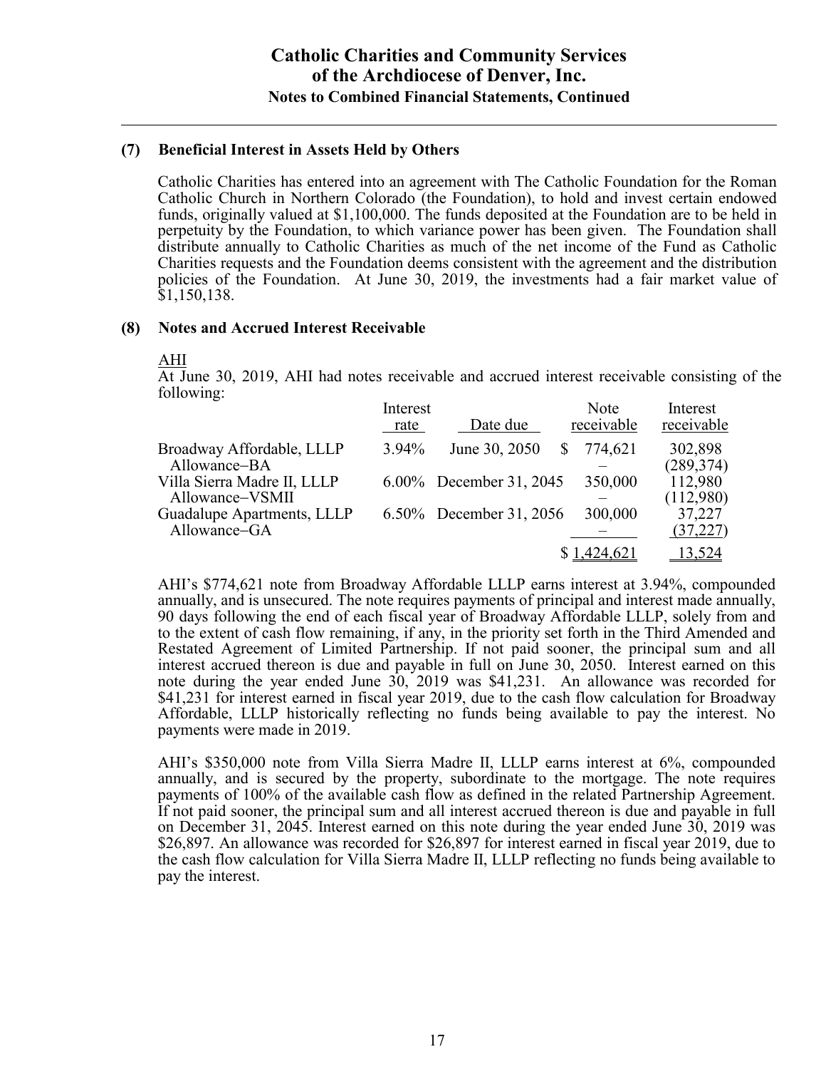### (7) Beneficial Interest in Assets Held by Others

Catholic Charities has entered into an agreement with The Catholic Foundation for the Roman Catholic Church in Northern Colorado (the Foundation), to hold and invest certain endowed funds, originally valued at $1,100,000. The funds deposited at the Foundation are to be held in perpetuity by the Foundation, to which variance power has been given. The Foundation shall distribute annually to Catholic Charities as much of the net income of the Fund as Catholic Charities requests and the Foundation deems consistent with the agreement and the distribution policies of the Foundation. At June 30, 2019, the investments had a fair market value of $1,150,138.

### (8) Notes and Accrued Interest Receivable

AHI

At June 30, 2019, AHI had notes receivable and accrued interest receivable consisting of the following:

| | Interest rate | Date due | Note receivable | Interest receivable |
|---|---|---|---|---|
| Broadway Affordable, LLLP | 3.94% | June 30, 2050 | $ 774,621 | 302,898 |
| Allowance–BA | | | – | (289,374) |
| Villa Sierra Madre II, LLLP | 6.00% | December 31, 2045 | 350,000 | 112,980 |
| Allowance–VSMII | | | – | (112,980) |
| Guadalupe Apartments, LLLP | 6.50% | December 31, 2056 | 300,000 | 37,227 |
| Allowance–GA | | | – | (37,227) |
| | | | $ 1,424,621 | 13,524 |

AHI's $774,621 note from Broadway Affordable LLLP earns interest at 3.94%, compounded annually, and is unsecured. The note requires payments of principal and interest made annually, 90 days following the end of each fiscal year of Broadway Affordable LLLP, solely from and to the extent of cash flow remaining, if any, in the priority set forth in the Third Amended and Restated Agreement of Limited Partnership. If not paid sooner, the principal sum and all interest accrued thereon is due and payable in full on June 30, 2050. Interest earned on this note during the year ended June 30, 2019 was $41,231. An allowance was recorded for $41,231 for interest earned in fiscal year 2019, due to the cash flow calculation for Broadway Affordable, LLLP historically reflecting no funds being available to pay the interest. No payments were made in 2019.

AHI's $350,000 note from Villa Sierra Madre II, LLLP earns interest at 6%, compounded annually, and is secured by the property, subordinate to the mortgage. The note requires payments of 100% of the available cash flow as defined in the related Partnership Agreement. If not paid sooner, the principal sum and all interest accrued thereon is due and payable in full on December 31, 2045. Interest earned on this note during the year ended June 30, 2019 was $26,897. An allowance was recorded for $26,897 for interest earned in fiscal year 2019, due to the cash flow calculation for Villa Sierra Madre II, LLLP reflecting no funds being available to pay the interest.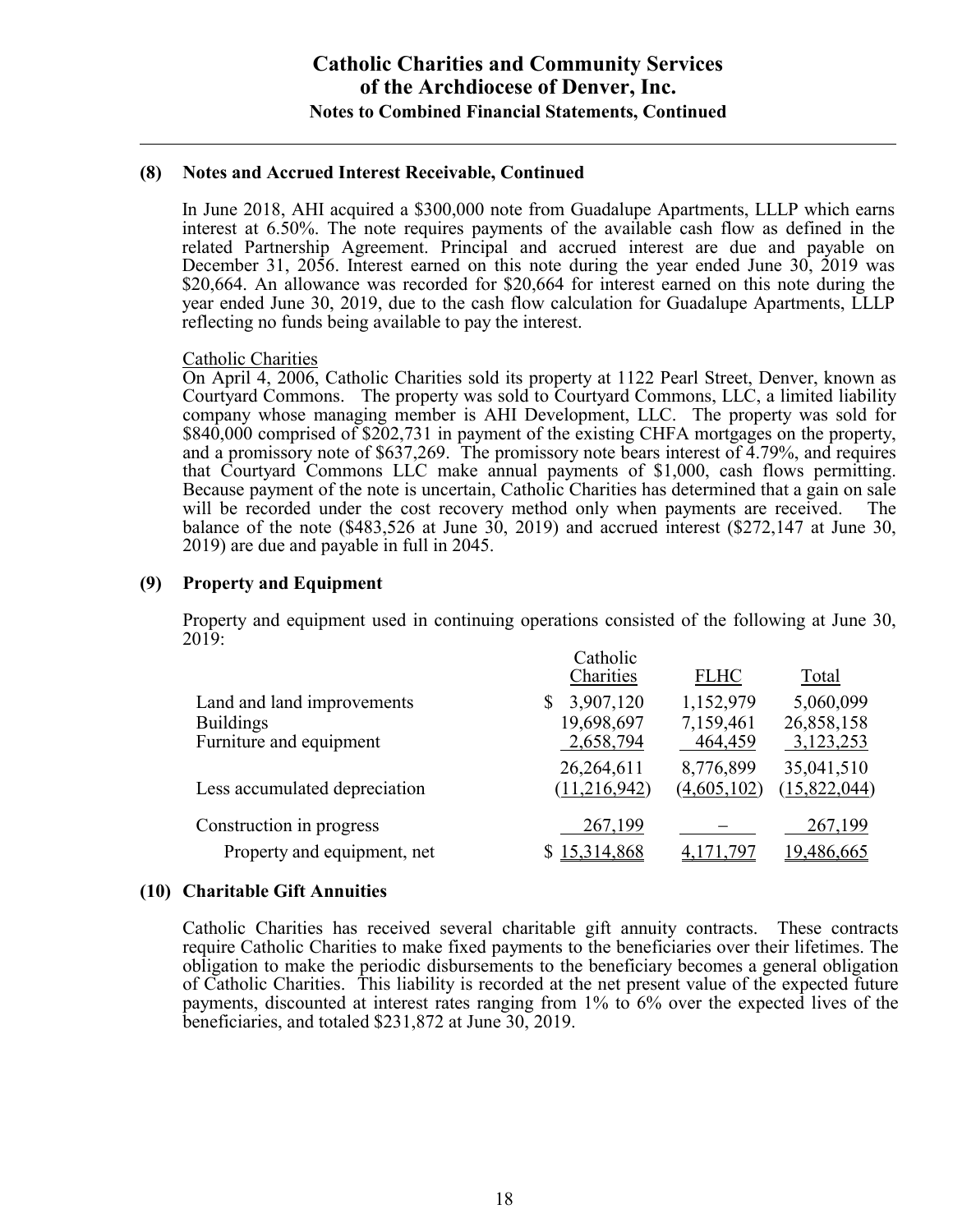### (8) Notes and Accrued Interest Receivable, Continued

In June 2018, AHI acquired a $300,000 note from Guadalupe Apartments, LLLP which earns interest at 6.50%. The note requires payments of the available cash flow as defined in the related Partnership Agreement. Principal and accrued interest are due and payable on December 31, 2056. Interest earned on this note during the year ended June 30, 2019 was $20,664. An allowance was recorded for $20,664 for interest earned on this note during the year ended June 30, 2019, due to the cash flow calculation for Guadalupe Apartments, LLLP reflecting no funds being available to pay the interest.

Catholic Charities

On April 4, 2006, Catholic Charities sold its property at 1122 Pearl Street, Denver, known as Courtyard Commons. The property was sold to Courtyard Commons, LLC, a limited liability company whose managing member is AHI Development, LLC. The property was sold for $840,000 comprised of $202,731 in payment of the existing CHFA mortgages on the property, and a promissory note of $637,269. The promissory note bears interest of 4.79%, and requires that Courtyard Commons LLC make annual payments of $1,000, cash flows permitting. Because payment of the note is uncertain, Catholic Charities has determined that a gain on sale will be recorded under the cost recovery method only when payments are received. The balance of the note ($483,526 at June 30, 2019) and accrued interest ($272,147 at June 30, 2019) are due and payable in full in 2045.

### (9) Property and Equipment

Property and equipment used in continuing operations consisted of the following at June 30, 2019:

| | Catholic Charities | FLHC | Total |
|---|---|---|---|
| Land and land improvements | $ 3,907,120 | 1,152,979 | 5,060,099 |
| Buildings | 19,698,697 | 7,159,461 | 26,858,158 |
| Furniture and equipment | 2,658,794 | 464,459 | 3,123,253 |
| | 26,264,611 | 8,776,899 | 35,041,510 |
| Less accumulated depreciation | (11,216,942) | (4,605,102) | (15,822,044) |
| Construction in progress | 267,199 | – | 267,199 |
| Property and equipment, net | $ 15,314,868 | 4,171,797 | 19,486,665 |

### (10) Charitable Gift Annuities

Catholic Charities has received several charitable gift annuity contracts. These contracts require Catholic Charities to make fixed payments to the beneficiaries over their lifetimes. The obligation to make the periodic disbursements to the beneficiary becomes a general obligation of Catholic Charities. This liability is recorded at the net present value of the expected future payments, discounted at interest rates ranging from 1% to 6% over the expected lives of the beneficiaries, and totaled $231,872 at June 30, 2019.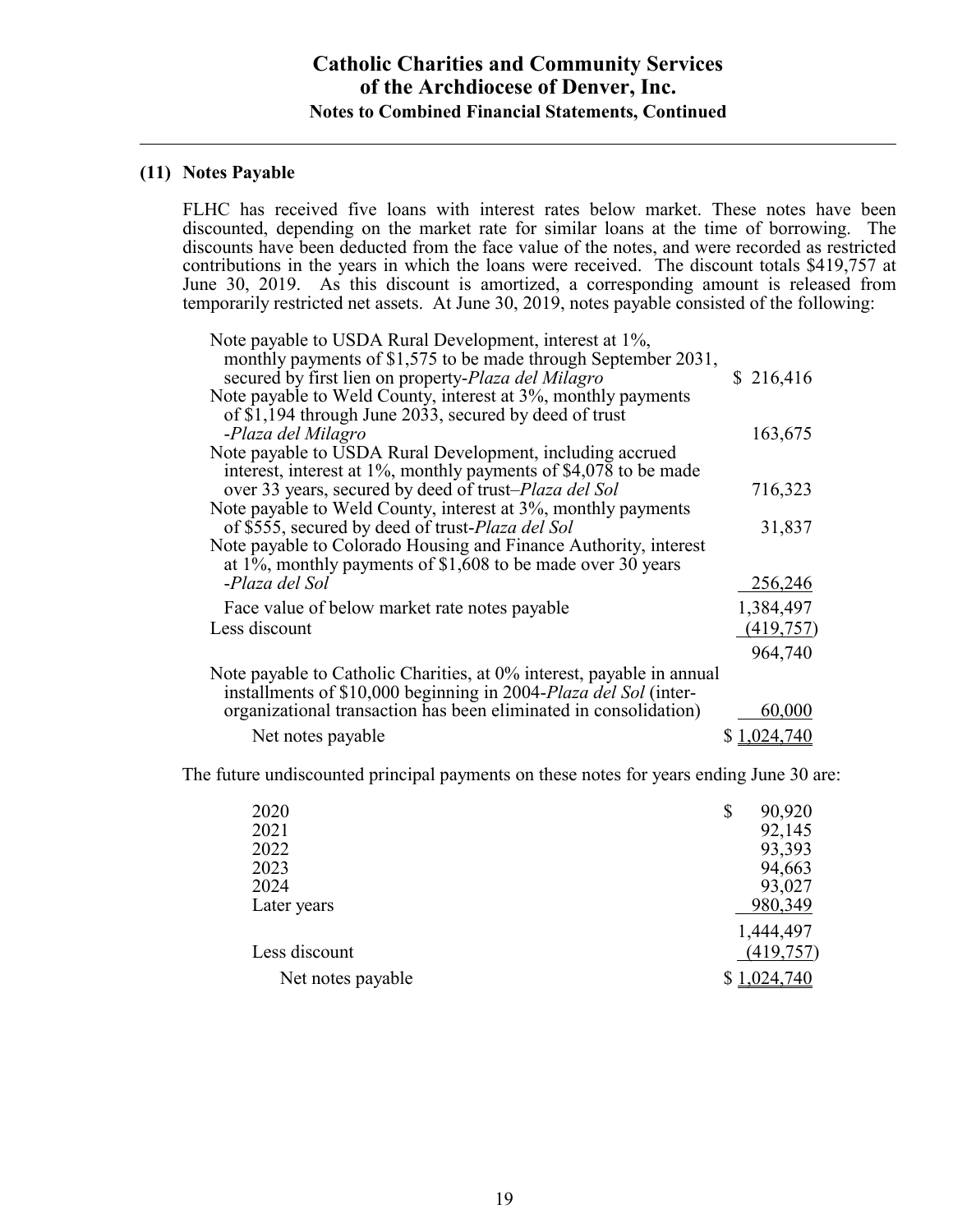### (11) Notes Payable

FLHC has received five loans with interest rates below market. These notes have been discounted, depending on the market rate for similar loans at the time of borrowing. The discounts have been deducted from the face value of the notes, and were recorded as restricted contributions in the years in which the loans were received. The discount totals $419,757 at June 30, 2019. As this discount is amortized, a corresponding amount is released from temporarily restricted net assets. At June 30, 2019, notes payable consisted of the following:

| | |
|---|---|
| Note payable to USDA Rural Development, interest at 1%, monthly payments of $1,575 to be made through September 2031, secured by first lien on property-*Plaza del Milagro* | $ 216,416 |
| Note payable to Weld County, interest at 3%, monthly payments of $1,194 through June 2033, secured by deed of trust -*Plaza del Milagro* | 163,675 |
| Note payable to USDA Rural Development, including accrued interest, interest at 1%, monthly payments of $4,078 to be made over 33 years, secured by deed of trust–*Plaza del Sol* | 716,323 |
| Note payable to Weld County, interest at 3%, monthly payments of $555, secured by deed of trust-*Plaza del Sol* | 31,837 |
| Note payable to Colorado Housing and Finance Authority, interest at 1%, monthly payments of $1,608 to be made over 30 years -*Plaza del Sol* | 256,246 |
| Face value of below market rate notes payable | 1,384,497 |
| Less discount | (419,757) |
| | 964,740 |
| Note payable to Catholic Charities, at 0% interest, payable in annual installments of $10,000 beginning in 2004-*Plaza del Sol* (inter-organizational transaction has been eliminated in consolidation) | 60,000 |
| Net notes payable | $ 1,024,740 |

The future undiscounted principal payments on these notes for years ending June 30 are:

| | |
|---|---|
| 2020 | $ 90,920 |
| 2021 | 92,145 |
| 2022 | 93,393 |
| 2023 | 94,663 |
| 2024 | 93,027 |
| Later years | 980,349 |
| | 1,444,497 |
| Less discount | (419,757) |
| Net notes payable | $ 1,024,740 |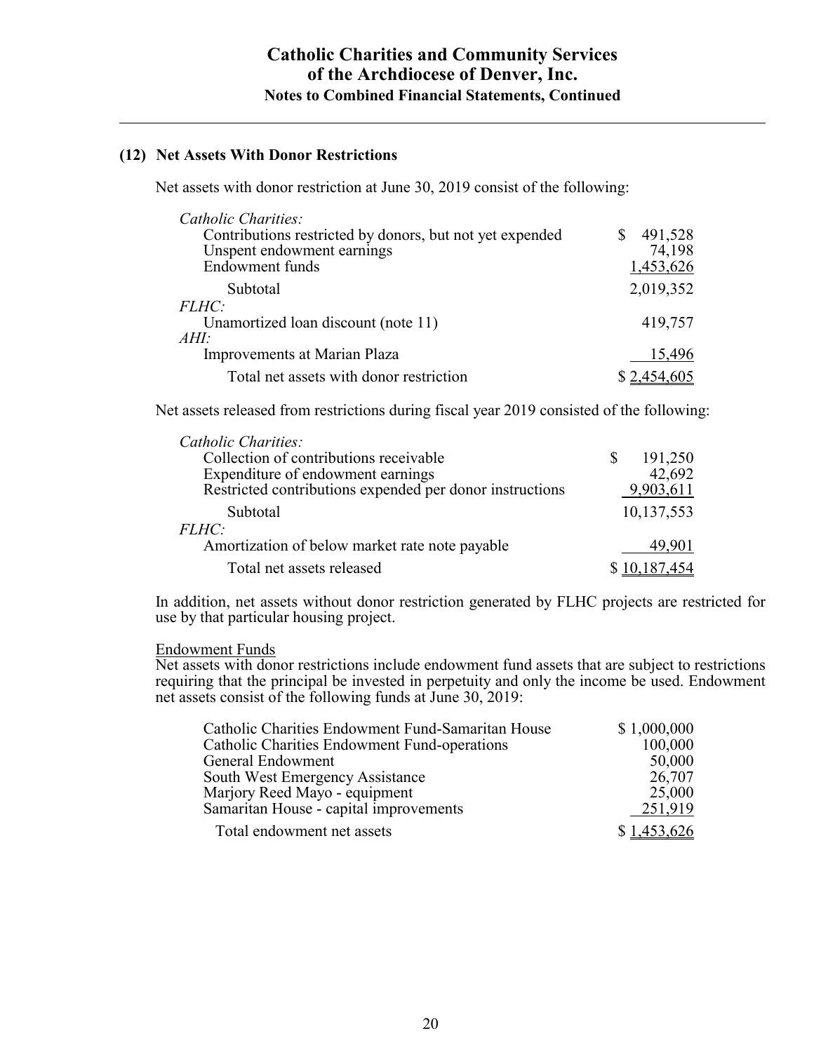## (12) Net Assets With Donor Restrictions

Net assets with donor restriction at June 30, 2019 consist of the following:

| | |
|---|---|
| *Catholic Charities:* | |
| Contributions restricted by donors, but not yet expended | $ 491,528 |
| Unspent endowment earnings | 74,198 |
| Endowment funds | 1,453,626 |
| Subtotal | 2,019,352 |
| *FLHC:* | |
| Unamortized loan discount (note 11) | 419,757 |
| *AHI:* | |
| Improvements at Marian Plaza | 15,496 |
| Total net assets with donor restriction | $ 2,454,605 |

Net assets released from restrictions during fiscal year 2019 consisted of the following:

| | |
|---|---|
| *Catholic Charities:* | |
| Collection of contributions receivable | $ 191,250 |
| Expenditure of endowment earnings | 42,692 |
| Restricted contributions expended per donor instructions | 9,903,611 |
| Subtotal | 10,137,553 |
| *FLHC:* | |
| Amortization of below market rate note payable | 49,901 |
| Total net assets released | $ 10,187,454 |

In addition, net assets without donor restriction generated by FLHC projects are restricted for use by that particular housing project.

Endowment Funds

Net assets with donor restrictions include endowment fund assets that are subject to restrictions requiring that the principal be invested in perpetuity and only the income be used. Endowment net assets consist of the following funds at June 30, 2019:

| | |
|---|---|
| Catholic Charities Endowment Fund-Samaritan House | $ 1,000,000 |
| Catholic Charities Endowment Fund-operations | 100,000 |
| General Endowment | 50,000 |
| South West Emergency Assistance | 26,707 |
| Marjory Reed Mayo - equipment | 25,000 |
| Samaritan House - capital improvements | 251,919 |
| Total endowment net assets | $ 1,453,626 |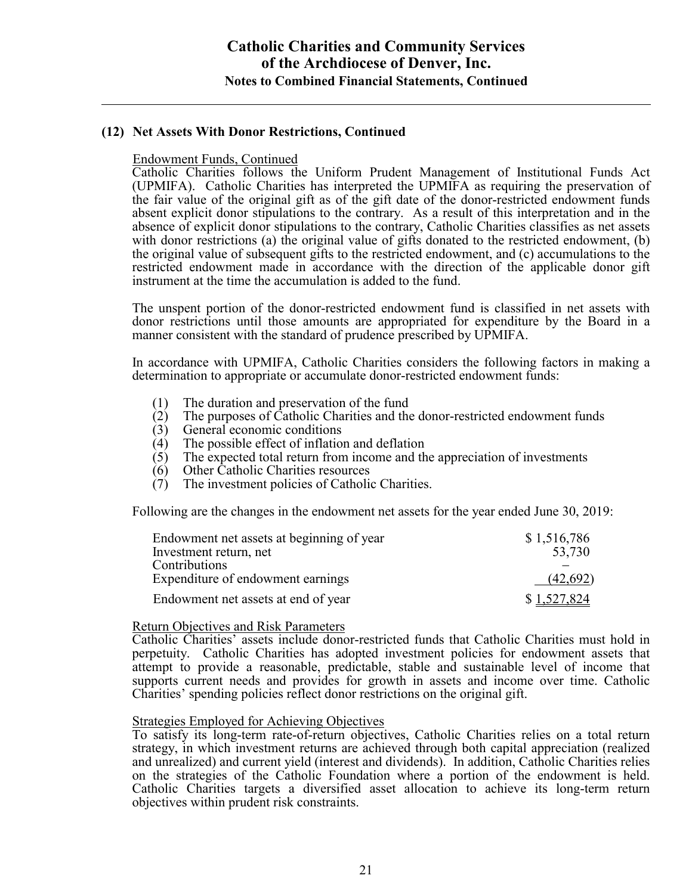## (12) Net Assets With Donor Restrictions, Continued

Endowment Funds, Continued

Catholic Charities follows the Uniform Prudent Management of Institutional Funds Act (UPMIFA). Catholic Charities has interpreted the UPMIFA as requiring the preservation of the fair value of the original gift as of the gift date of the donor-restricted endowment funds absent explicit donor stipulations to the contrary. As a result of this interpretation and in the absence of explicit donor stipulations to the contrary, Catholic Charities classifies as net assets with donor restrictions (a) the original value of gifts donated to the restricted endowment, (b) the original value of subsequent gifts to the restricted endowment, and (c) accumulations to the restricted endowment made in accordance with the direction of the applicable donor gift instrument at the time the accumulation is added to the fund.

The unspent portion of the donor-restricted endowment fund is classified in net assets with donor restrictions until those amounts are appropriated for expenditure by the Board in a manner consistent with the standard of prudence prescribed by UPMIFA.

In accordance with UPMIFA, Catholic Charities considers the following factors in making a determination to appropriate or accumulate donor-restricted endowment funds:

(1) The duration and preservation of the fund
(2) The purposes of Catholic Charities and the donor-restricted endowment funds
(3) General economic conditions
(4) The possible effect of inflation and deflation
(5) The expected total return from income and the appreciation of investments
(6) Other Catholic Charities resources
(7) The investment policies of Catholic Charities.

Following are the changes in the endowment net assets for the year ended June 30, 2019:

| | |
|---|---|
| Endowment net assets at beginning of year | $ 1,516,786 |
| Investment return, net | 53,730 |
| Contributions | – |
| Expenditure of endowment earnings | (42,692) |
| Endowment net assets at end of year | $ 1,527,824 |

Return Objectives and Risk Parameters

Catholic Charities' assets include donor-restricted funds that Catholic Charities must hold in perpetuity. Catholic Charities has adopted investment policies for endowment assets that attempt to provide a reasonable, predictable, stable and sustainable level of income that supports current needs and provides for growth in assets and income over time. Catholic Charities' spending policies reflect donor restrictions on the original gift.

Strategies Employed for Achieving Objectives

To satisfy its long-term rate-of-return objectives, Catholic Charities relies on a total return strategy, in which investment returns are achieved through both capital appreciation (realized and unrealized) and current yield (interest and dividends). In addition, Catholic Charities relies on the strategies of the Catholic Foundation where a portion of the endowment is held. Catholic Charities targets a diversified asset allocation to achieve its long-term return objectives within prudent risk constraints.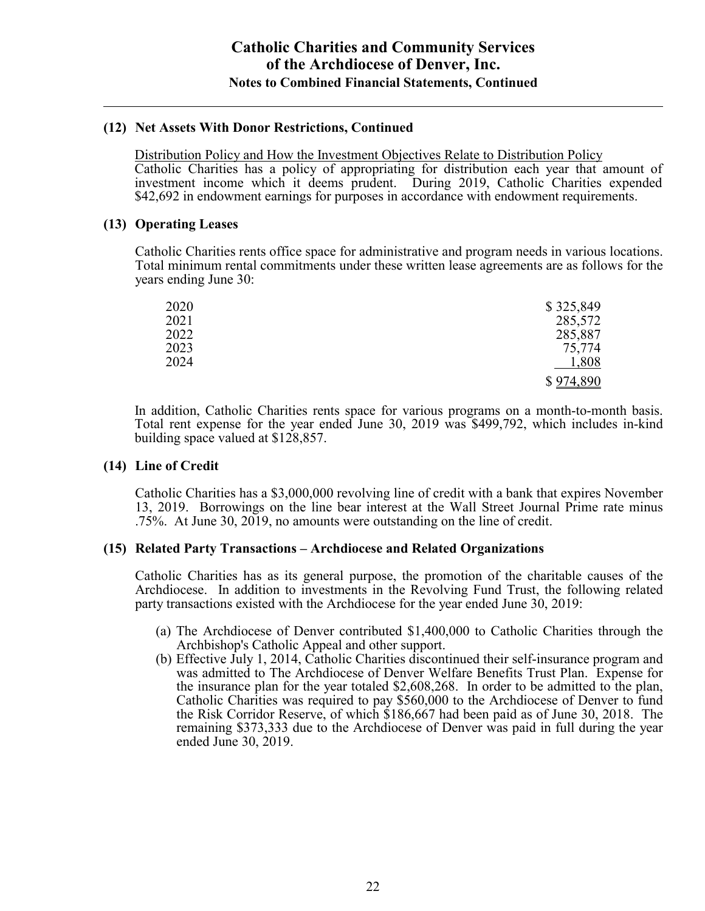### (12) Net Assets With Donor Restrictions, Continued

Distribution Policy and How the Investment Objectives Relate to Distribution Policy
Catholic Charities has a policy of appropriating for distribution each year that amount of investment income which it deems prudent. During 2019, Catholic Charities expended $42,692 in endowment earnings for purposes in accordance with endowment requirements.

### (13) Operating Leases

Catholic Charities rents office space for administrative and program needs in various locations. Total minimum rental commitments under these written lease agreements are as follows for the years ending June 30:

| Year | Amount |
|---|---|
| 2020 | $ 325,849 |
| 2021 | 285,572 |
| 2022 | 285,887 |
| 2023 | 75,774 |
| 2024 | 1,808 |
| | $ 974,890 |

In addition, Catholic Charities rents space for various programs on a month-to-month basis. Total rent expense for the year ended June 30, 2019 was $499,792, which includes in-kind building space valued at $128,857.

### (14) Line of Credit

Catholic Charities has a $3,000,000 revolving line of credit with a bank that expires November 13, 2019. Borrowings on the line bear interest at the Wall Street Journal Prime rate minus .75%. At June 30, 2019, no amounts were outstanding on the line of credit.

### (15) Related Party Transactions – Archdiocese and Related Organizations

Catholic Charities has as its general purpose, the promotion of the charitable causes of the Archdiocese. In addition to investments in the Revolving Fund Trust, the following related party transactions existed with the Archdiocese for the year ended June 30, 2019:

(a) The Archdiocese of Denver contributed $1,400,000 to Catholic Charities through the Archbishop's Catholic Appeal and other support.

(b) Effective July 1, 2014, Catholic Charities discontinued their self-insurance program and was admitted to The Archdiocese of Denver Welfare Benefits Trust Plan. Expense for the insurance plan for the year totaled $2,608,268. In order to be admitted to the plan, Catholic Charities was required to pay $560,000 to the Archdiocese of Denver to fund the Risk Corridor Reserve, of which $186,667 had been paid as of June 30, 2018. The remaining $373,333 due to the Archdiocese of Denver was paid in full during the year ended June 30, 2019.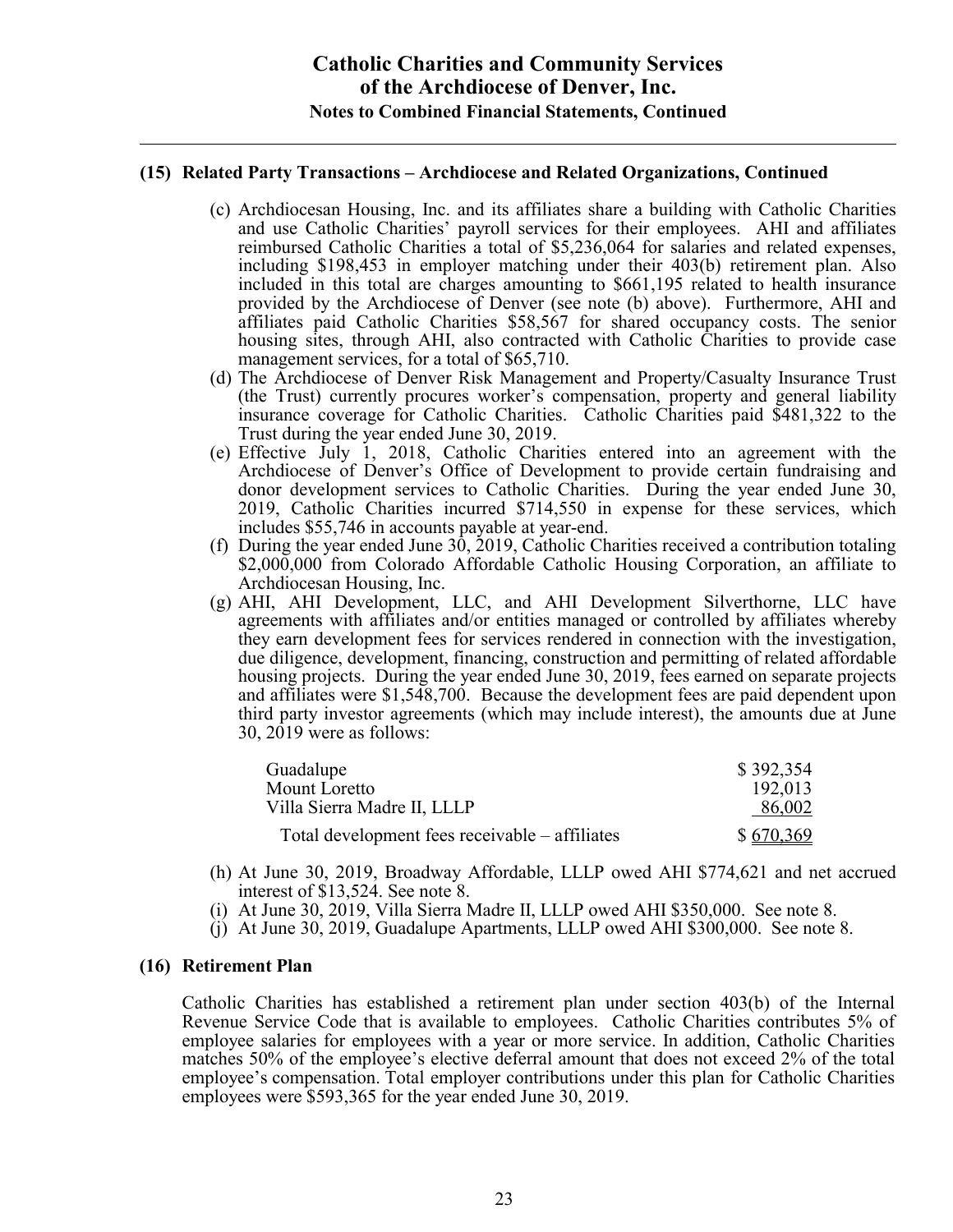## (15) Related Party Transactions – Archdiocese and Related Organizations, Continued

(c) Archdiocesan Housing, Inc. and its affiliates share a building with Catholic Charities and use Catholic Charities' payroll services for their employees. AHI and affiliates reimbursed Catholic Charities a total of $5,236,064 for salaries and related expenses, including $198,453 in employer matching under their 403(b) retirement plan. Also included in this total are charges amounting to $661,195 related to health insurance provided by the Archdiocese of Denver (see note (b) above). Furthermore, AHI and affiliates paid Catholic Charities $58,567 for shared occupancy costs. The senior housing sites, through AHI, also contracted with Catholic Charities to provide case management services, for a total of $65,710.

(d) The Archdiocese of Denver Risk Management and Property/Casualty Insurance Trust (the Trust) currently procures worker's compensation, property and general liability insurance coverage for Catholic Charities. Catholic Charities paid $481,322 to the Trust during the year ended June 30, 2019.

(e) Effective July 1, 2018, Catholic Charities entered into an agreement with the Archdiocese of Denver's Office of Development to provide certain fundraising and donor development services to Catholic Charities. During the year ended June 30, 2019, Catholic Charities incurred $714,550 in expense for these services, which includes $55,746 in accounts payable at year-end.

(f) During the year ended June 30, 2019, Catholic Charities received a contribution totaling $2,000,000 from Colorado Affordable Catholic Housing Corporation, an affiliate to Archdiocesan Housing, Inc.

(g) AHI, AHI Development, LLC, and AHI Development Silverthorne, LLC have agreements with affiliates and/or entities managed or controlled by affiliates whereby they earn development fees for services rendered in connection with the investigation, due diligence, development, financing, construction and permitting of related affordable housing projects. During the year ended June 30, 2019, fees earned on separate projects and affiliates were $1,548,700. Because the development fees are paid dependent upon third party investor agreements (which may include interest), the amounts due at June 30, 2019 were as follows:

| | |
|---|---|
| Guadalupe | $ 392,354 |
| Mount Loretto | 192,013 |
| Villa Sierra Madre II, LLLP | 86,002 |
| Total development fees receivable – affiliates | $ 670,369 |

(h) At June 30, 2019, Broadway Affordable, LLLP owed AHI $774,621 and net accrued interest of $13,524. See note 8.

(i) At June 30, 2019, Villa Sierra Madre II, LLLP owed AHI $350,000. See note 8.

(j) At June 30, 2019, Guadalupe Apartments, LLLP owed AHI $300,000. See note 8.

## (16) Retirement Plan

Catholic Charities has established a retirement plan under section 403(b) of the Internal Revenue Service Code that is available to employees. Catholic Charities contributes 5% of employee salaries for employees with a year or more service. In addition, Catholic Charities matches 50% of the employee's elective deferral amount that does not exceed 2% of the total employee's compensation. Total employer contributions under this plan for Catholic Charities employees were $593,365 for the year ended June 30, 2019.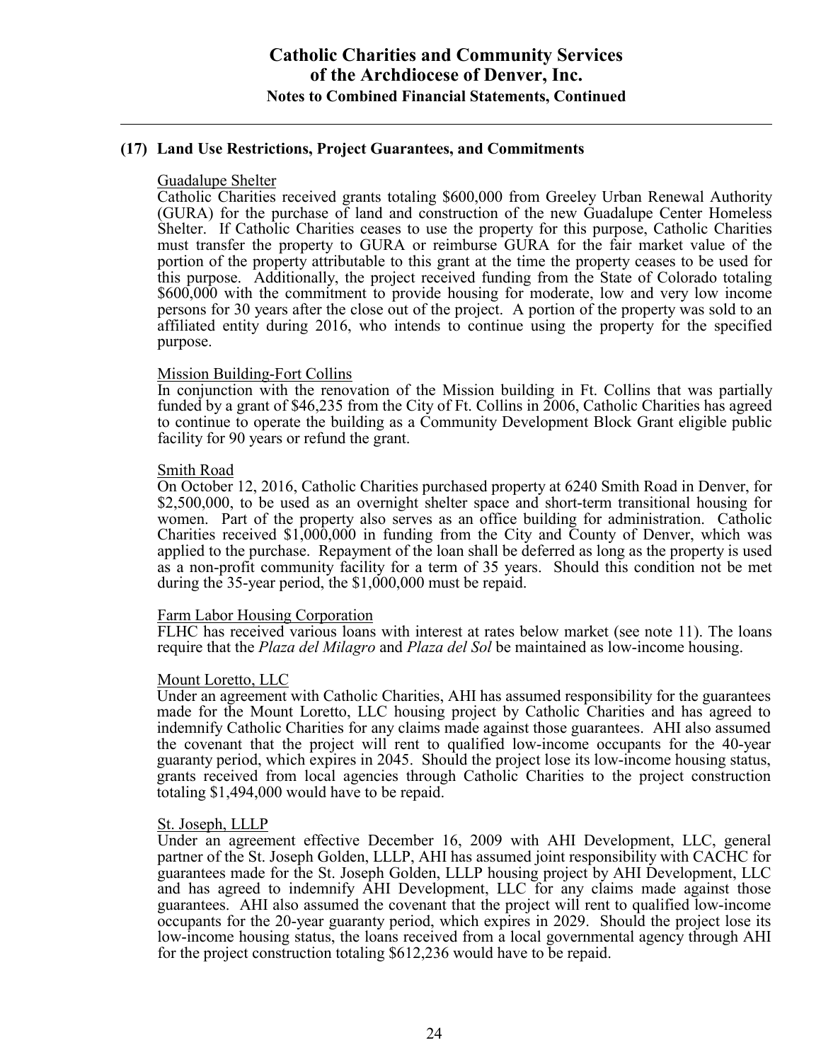## (17) Land Use Restrictions, Project Guarantees, and Commitments

Guadalupe Shelter

Catholic Charities received grants totaling \$600,000 from Greeley Urban Renewal Authority (GURA) for the purchase of land and construction of the new Guadalupe Center Homeless Shelter. If Catholic Charities ceases to use the property for this purpose, Catholic Charities must transfer the property to GURA or reimburse GURA for the fair market value of the portion of the property attributable to this grant at the time the property ceases to be used for this purpose. Additionally, the project received funding from the State of Colorado totaling \$600,000 with the commitment to provide housing for moderate, low and very low income persons for 30 years after the close out of the project. A portion of the property was sold to an affiliated entity during 2016, who intends to continue using the property for the specified purpose.

Mission Building-Fort Collins

In conjunction with the renovation of the Mission building in Ft. Collins that was partially funded by a grant of \$46,235 from the City of Ft. Collins in 2006, Catholic Charities has agreed to continue to operate the building as a Community Development Block Grant eligible public facility for 90 years or refund the grant.

Smith Road

On October 12, 2016, Catholic Charities purchased property at 6240 Smith Road in Denver, for \$2,500,000, to be used as an overnight shelter space and short-term transitional housing for women. Part of the property also serves as an office building for administration. Catholic Charities received \$1,000,000 in funding from the City and County of Denver, which was applied to the purchase. Repayment of the loan shall be deferred as long as the property is used as a non-profit community facility for a term of 35 years. Should this condition not be met during the 35-year period, the \$1,000,000 must be repaid.

Farm Labor Housing Corporation

FLHC has received various loans with interest at rates below market (see note 11). The loans require that the *Plaza del Milagro* and *Plaza del Sol* be maintained as low-income housing.

Mount Loretto, LLC

Under an agreement with Catholic Charities, AHI has assumed responsibility for the guarantees made for the Mount Loretto, LLC housing project by Catholic Charities and has agreed to indemnify Catholic Charities for any claims made against those guarantees. AHI also assumed the covenant that the project will rent to qualified low-income occupants for the 40-year guaranty period, which expires in 2045. Should the project lose its low-income housing status, grants received from local agencies through Catholic Charities to the project construction totaling \$1,494,000 would have to be repaid.

St. Joseph, LLLP

Under an agreement effective December 16, 2009 with AHI Development, LLC, general partner of the St. Joseph Golden, LLLP, AHI has assumed joint responsibility with CACHC for guarantees made for the St. Joseph Golden, LLLP housing project by AHI Development, LLC and has agreed to indemnify AHI Development, LLC for any claims made against those guarantees. AHI also assumed the covenant that the project will rent to qualified low-income occupants for the 20-year guaranty period, which expires in 2029. Should the project lose its low-income housing status, the loans received from a local governmental agency through AHI for the project construction totaling \$612,236 would have to be repaid.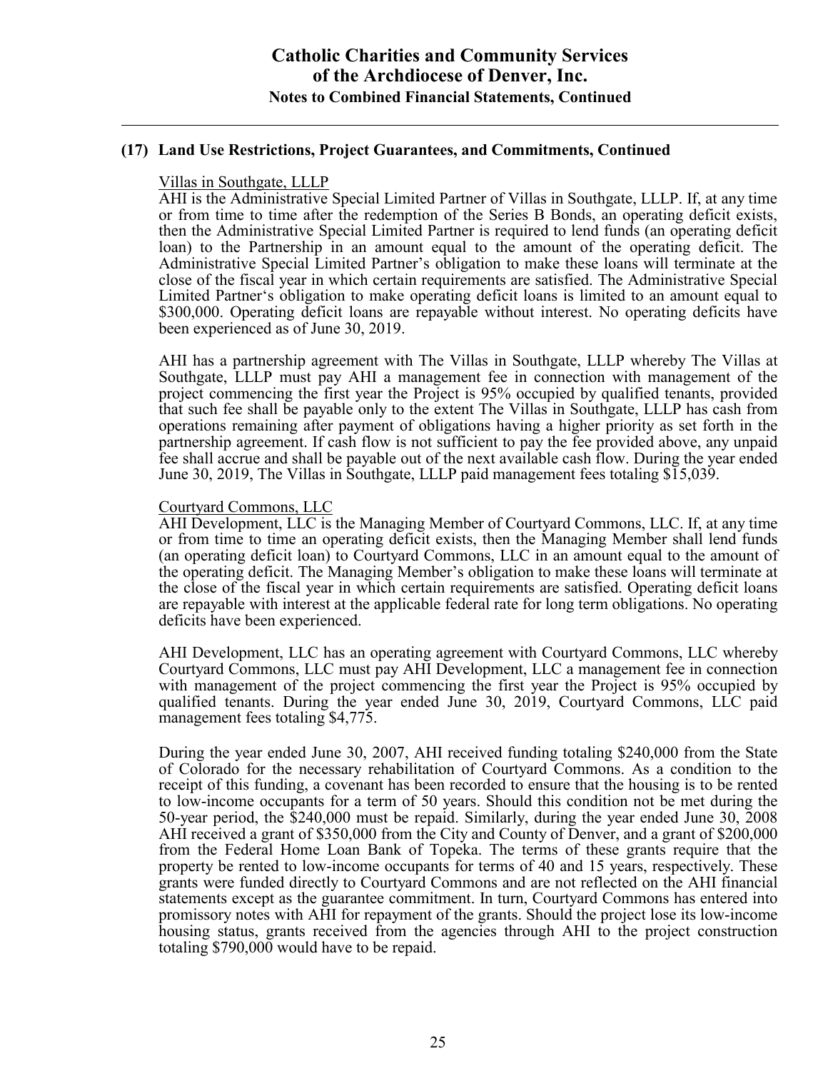## (17) Land Use Restrictions, Project Guarantees, and Commitments, Continued

Villas in Southgate, LLLP

AHI is the Administrative Special Limited Partner of Villas in Southgate, LLLP. If, at any time or from time to time after the redemption of the Series B Bonds, an operating deficit exists, then the Administrative Special Limited Partner is required to lend funds (an operating deficit loan) to the Partnership in an amount equal to the amount of the operating deficit. The Administrative Special Limited Partner's obligation to make these loans will terminate at the close of the fiscal year in which certain requirements are satisfied. The Administrative Special Limited Partner's obligation to make operating deficit loans is limited to an amount equal to \$300,000. Operating deficit loans are repayable without interest. No operating deficits have been experienced as of June 30, 2019.

AHI has a partnership agreement with The Villas in Southgate, LLLP whereby The Villas at Southgate, LLLP must pay AHI a management fee in connection with management of the project commencing the first year the Project is 95% occupied by qualified tenants, provided that such fee shall be payable only to the extent The Villas in Southgate, LLLP has cash from operations remaining after payment of obligations having a higher priority as set forth in the partnership agreement. If cash flow is not sufficient to pay the fee provided above, any unpaid fee shall accrue and shall be payable out of the next available cash flow. During the year ended June 30, 2019, The Villas in Southgate, LLLP paid management fees totaling \$15,039.

Courtyard Commons, LLC

AHI Development, LLC is the Managing Member of Courtyard Commons, LLC. If, at any time or from time to time an operating deficit exists, then the Managing Member shall lend funds (an operating deficit loan) to Courtyard Commons, LLC in an amount equal to the amount of the operating deficit. The Managing Member's obligation to make these loans will terminate at the close of the fiscal year in which certain requirements are satisfied. Operating deficit loans are repayable with interest at the applicable federal rate for long term obligations. No operating deficits have been experienced.

AHI Development, LLC has an operating agreement with Courtyard Commons, LLC whereby Courtyard Commons, LLC must pay AHI Development, LLC a management fee in connection with management of the project commencing the first year the Project is 95% occupied by qualified tenants. During the year ended June 30, 2019, Courtyard Commons, LLC paid management fees totaling \$4,775.

During the year ended June 30, 2007, AHI received funding totaling \$240,000 from the State of Colorado for the necessary rehabilitation of Courtyard Commons. As a condition to the receipt of this funding, a covenant has been recorded to ensure that the housing is to be rented to low-income occupants for a term of 50 years. Should this condition not be met during the 50-year period, the \$240,000 must be repaid. Similarly, during the year ended June 30, 2008 AHI received a grant of \$350,000 from the City and County of Denver, and a grant of \$200,000 from the Federal Home Loan Bank of Topeka. The terms of these grants require that the property be rented to low-income occupants for terms of 40 and 15 years, respectively. These grants were funded directly to Courtyard Commons and are not reflected on the AHI financial statements except as the guarantee commitment. In turn, Courtyard Commons has entered into promissory notes with AHI for repayment of the grants. Should the project lose its low-income housing status, grants received from the agencies through AHI to the project construction totaling \$790,000 would have to be repaid.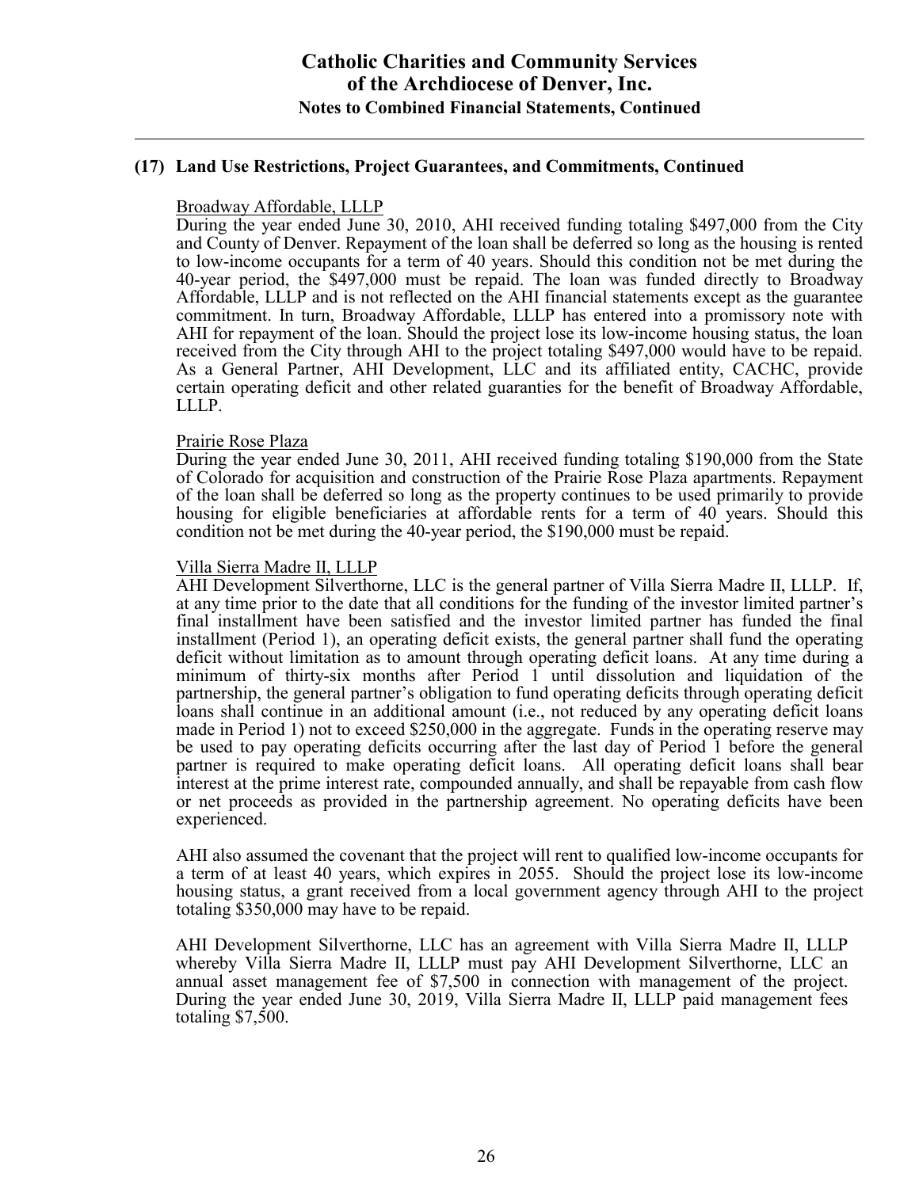## (17) Land Use Restrictions, Project Guarantees, and Commitments, Continued

Broadway Affordable, LLLP

During the year ended June 30, 2010, AHI received funding totaling $497,000 from the City and County of Denver. Repayment of the loan shall be deferred so long as the housing is rented to low-income occupants for a term of 40 years. Should this condition not be met during the 40-year period, the $497,000 must be repaid. The loan was funded directly to Broadway Affordable, LLLP and is not reflected on the AHI financial statements except as the guarantee commitment. In turn, Broadway Affordable, LLLP has entered into a promissory note with AHI for repayment of the loan. Should the project lose its low-income housing status, the loan received from the City through AHI to the project totaling $497,000 would have to be repaid. As a General Partner, AHI Development, LLC and its affiliated entity, CACHC, provide certain operating deficit and other related guaranties for the benefit of Broadway Affordable, LLLP.

Prairie Rose Plaza

During the year ended June 30, 2011, AHI received funding totaling $190,000 from the State of Colorado for acquisition and construction of the Prairie Rose Plaza apartments. Repayment of the loan shall be deferred so long as the property continues to be used primarily to provide housing for eligible beneficiaries at affordable rents for a term of 40 years. Should this condition not be met during the 40-year period, the $190,000 must be repaid.

Villa Sierra Madre II, LLLP

AHI Development Silverthorne, LLC is the general partner of Villa Sierra Madre II, LLLP. If, at any time prior to the date that all conditions for the funding of the investor limited partner's final installment have been satisfied and the investor limited partner has funded the final installment (Period 1), an operating deficit exists, the general partner shall fund the operating deficit without limitation as to amount through operating deficit loans. At any time during a minimum of thirty-six months after Period 1 until dissolution and liquidation of the partnership, the general partner's obligation to fund operating deficits through operating deficit loans shall continue in an additional amount (i.e., not reduced by any operating deficit loans made in Period 1) not to exceed $250,000 in the aggregate. Funds in the operating reserve may be used to pay operating deficits occurring after the last day of Period 1 before the general partner is required to make operating deficit loans. All operating deficit loans shall bear interest at the prime interest rate, compounded annually, and shall be repayable from cash flow or net proceeds as provided in the partnership agreement. No operating deficits have been experienced.

AHI also assumed the covenant that the project will rent to qualified low-income occupants for a term of at least 40 years, which expires in 2055. Should the project lose its low-income housing status, a grant received from a local government agency through AHI to the project totaling $350,000 may have to be repaid.

AHI Development Silverthorne, LLC has an agreement with Villa Sierra Madre II, LLLP whereby Villa Sierra Madre II, LLLP must pay AHI Development Silverthorne, LLC an annual asset management fee of $7,500 in connection with management of the project. During the year ended June 30, 2019, Villa Sierra Madre II, LLLP paid management fees totaling $7,500.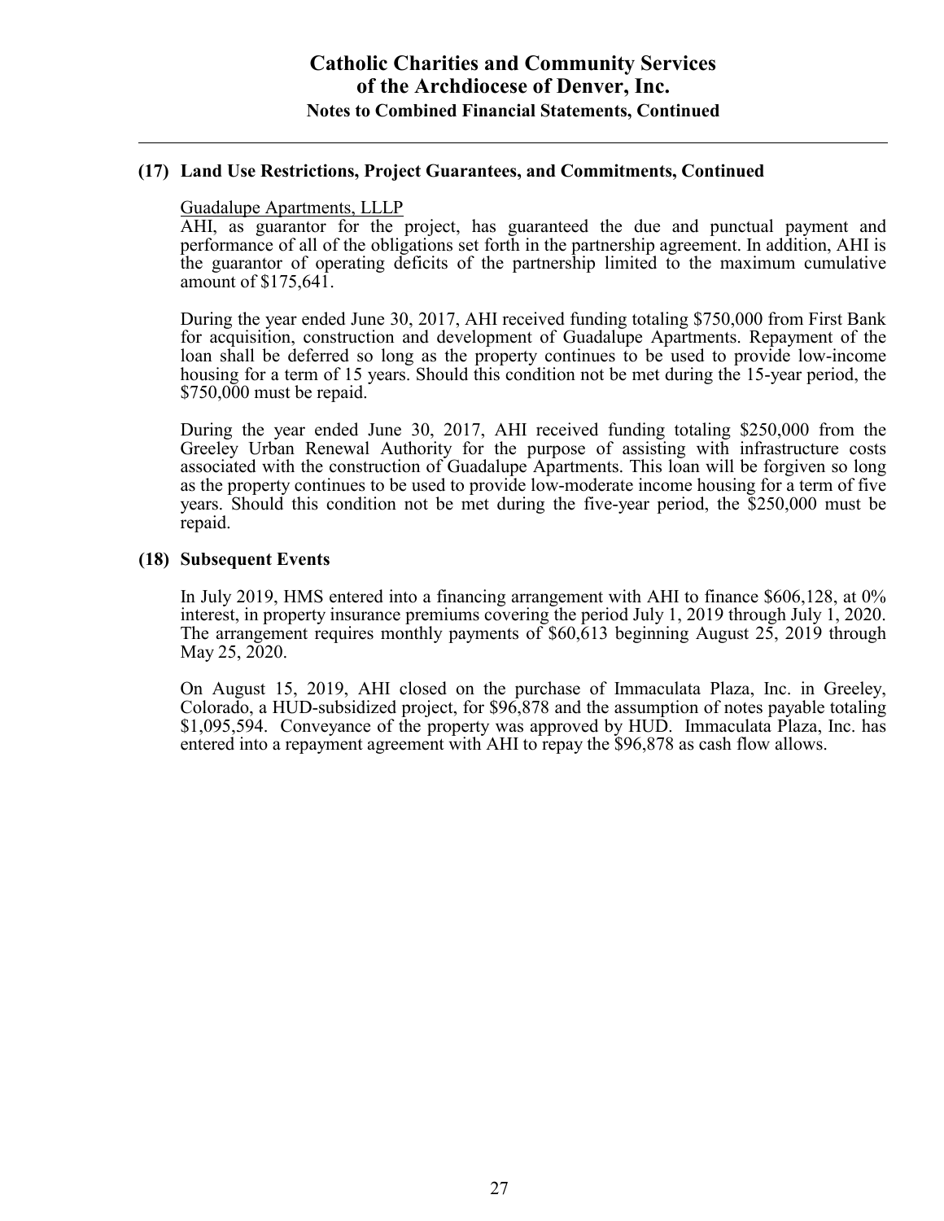## (17) Land Use Restrictions, Project Guarantees, and Commitments, Continued

Guadalupe Apartments, LLLP

AHI, as guarantor for the project, has guaranteed the due and punctual payment and performance of all of the obligations set forth in the partnership agreement. In addition, AHI is the guarantor of operating deficits of the partnership limited to the maximum cumulative amount of $175,641.

During the year ended June 30, 2017, AHI received funding totaling $750,000 from First Bank for acquisition, construction and development of Guadalupe Apartments. Repayment of the loan shall be deferred so long as the property continues to be used to provide low-income housing for a term of 15 years. Should this condition not be met during the 15-year period, the $750,000 must be repaid.

During the year ended June 30, 2017, AHI received funding totaling $250,000 from the Greeley Urban Renewal Authority for the purpose of assisting with infrastructure costs associated with the construction of Guadalupe Apartments. This loan will be forgiven so long as the property continues to be used to provide low-moderate income housing for a term of five years. Should this condition not be met during the five-year period, the $250,000 must be repaid.

## (18) Subsequent Events

In July 2019, HMS entered into a financing arrangement with AHI to finance $606,128, at 0% interest, in property insurance premiums covering the period July 1, 2019 through July 1, 2020. The arrangement requires monthly payments of $60,613 beginning August 25, 2019 through May 25, 2020.

On August 15, 2019, AHI closed on the purchase of Immaculata Plaza, Inc. in Greeley, Colorado, a HUD-subsidized project, for $96,878 and the assumption of notes payable totaling $1,095,594. Conveyance of the property was approved by HUD. Immaculata Plaza, Inc. has entered into a repayment agreement with AHI to repay the $96,878 as cash flow allows.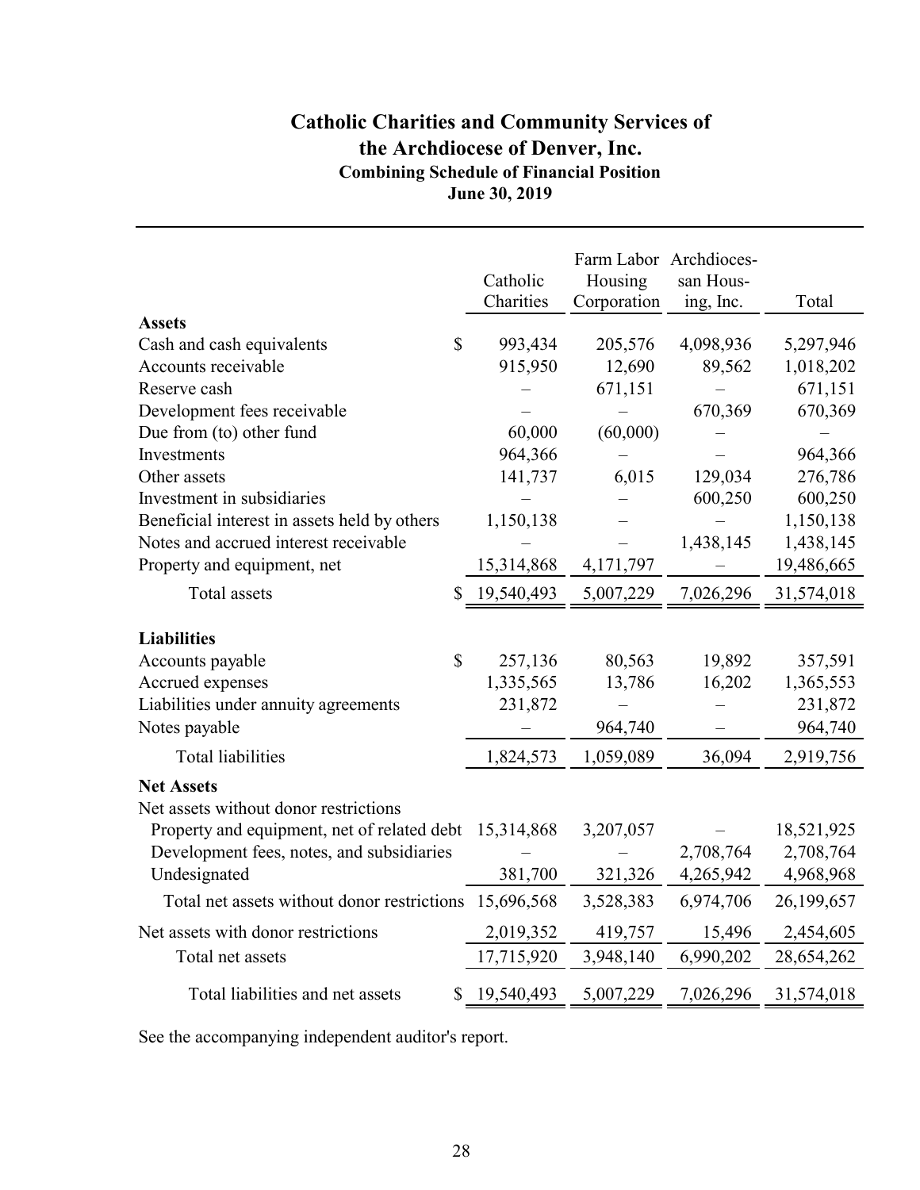# Catholic Charities and Community Services of the Archdiocese of Denver, Inc.

## Combining Schedule of Financial Position

### June 30, 2019

| | Catholic Charities | Farm Labor Housing Corporation | Archdiocessan Housing, Inc. | Total |
|---|---|---|---|---|
| **Assets** | | | | |
| Cash and cash equivalents | $ 993,434 | 205,576 | 4,098,936 | 5,297,946 |
| Accounts receivable | 915,950 | 12,690 | 89,562 | 1,018,202 |
| Reserve cash | – | 671,151 | – | 671,151 |
| Development fees receivable | – | – | 670,369 | 670,369 |
| Due from (to) other fund | 60,000 | (60,000) | – | – |
| Investments | 964,366 | – | – | 964,366 |
| Other assets | 141,737 | 6,015 | 129,034 | 276,786 |
| Investment in subsidiaries | – | – | 600,250 | 600,250 |
| Beneficial interest in assets held by others | 1,150,138 | – | – | 1,150,138 |
| Notes and accrued interest receivable | – | – | 1,438,145 | 1,438,145 |
| Property and equipment, net | 15,314,868 | 4,171,797 | – | 19,486,665 |
| Total assets | $ 19,540,493 | 5,007,229 | 7,026,296 | 31,574,018 |
| **Liabilities** | | | | |
| Accounts payable | $ 257,136 | 80,563 | 19,892 | 357,591 |
| Accrued expenses | 1,335,565 | 13,786 | 16,202 | 1,365,553 |
| Liabilities under annuity agreements | 231,872 | – | – | 231,872 |
| Notes payable | – | 964,740 | – | 964,740 |
| Total liabilities | 1,824,573 | 1,059,089 | 36,094 | 2,919,756 |
| **Net Assets** | | | | |
| Net assets without donor restrictions | | | | |
| Property and equipment, net of related debt | 15,314,868 | 3,207,057 | – | 18,521,925 |
| Development fees, notes, and subsidiaries | – | – | 2,708,764 | 2,708,764 |
| Undesignated | 381,700 | 321,326 | 4,265,942 | 4,968,968 |
| Total net assets without donor restrictions | 15,696,568 | 3,528,383 | 6,974,706 | 26,199,657 |
| Net assets with donor restrictions | 2,019,352 | 419,757 | 15,496 | 2,454,605 |
| Total net assets | 17,715,920 | 3,948,140 | 6,990,202 | 28,654,262 |
| Total liabilities and net assets | $ 19,540,493 | 5,007,229 | 7,026,296 | 31,574,018 |

See the accompanying independent auditor's report.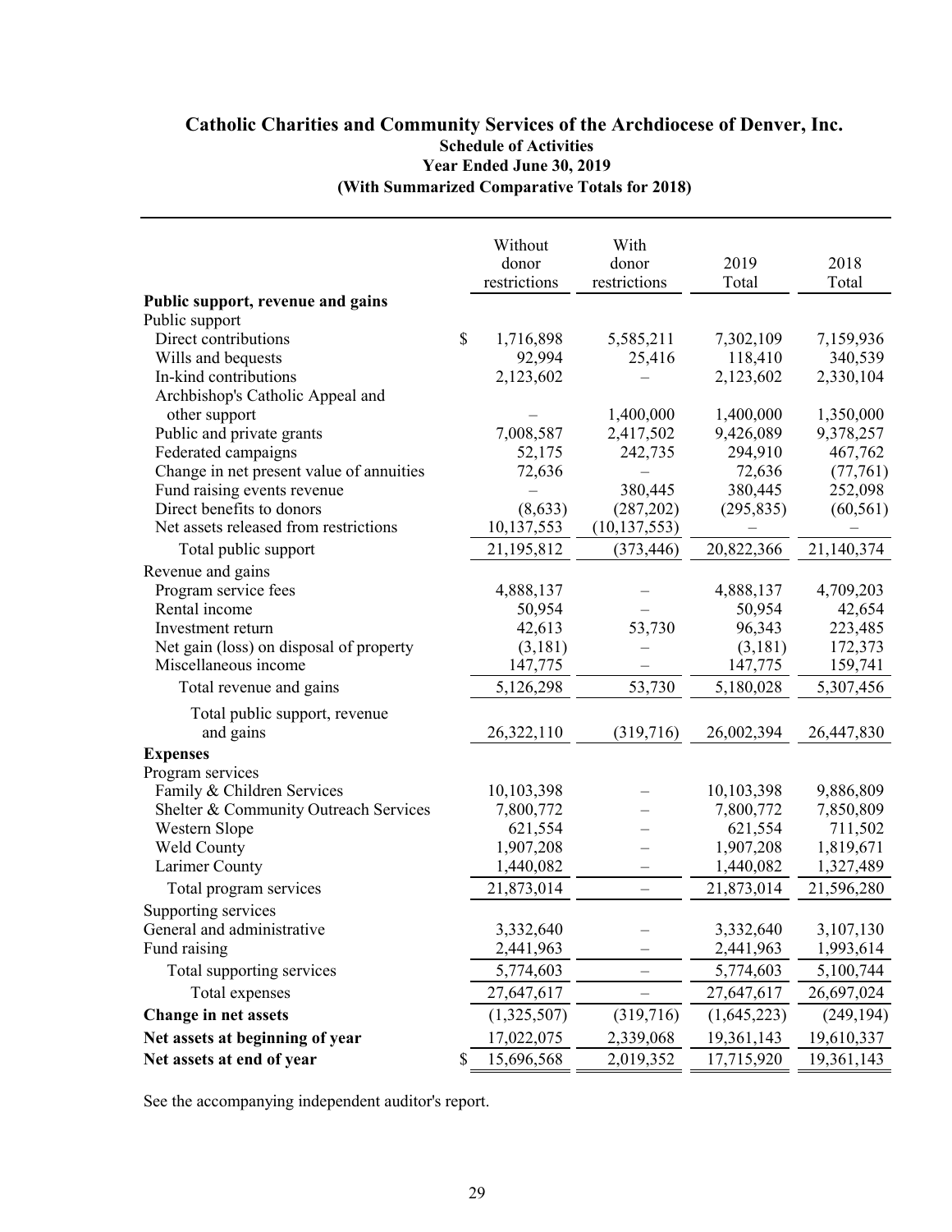# Catholic Charities and Community Services of the Archdiocese of Denver, Inc.

## Schedule of Activities

### Year Ended June 30, 2019

### (With Summarized Comparative Totals for 2018)

| | Without donor restrictions | With donor restrictions | 2019 Total | 2018 Total |
|---|---|---|---|---|
| **Public support, revenue and gains** | | | | |
| Public support | | | | |
| Direct contributions | $ 1,716,898 | 5,585,211 | 7,302,109 | 7,159,936 |
| Wills and bequests | 92,994 | 25,416 | 118,410 | 340,539 |
| In-kind contributions | 2,123,602 | – | 2,123,602 | 2,330,104 |
| Archbishop's Catholic Appeal and other support | – | 1,400,000 | 1,400,000 | 1,350,000 |
| Public and private grants | 7,008,587 | 2,417,502 | 9,426,089 | 9,378,257 |
| Federated campaigns | 52,175 | 242,735 | 294,910 | 467,762 |
| Change in net present value of annuities | 72,636 | – | 72,636 | (77,761) |
| Fund raising events revenue | – | 380,445 | 380,445 | 252,098 |
| Direct benefits to donors | (8,633) | (287,202) | (295,835) | (60,561) |
| Net assets released from restrictions | 10,137,553 | (10,137,553) | – | – |
| Total public support | 21,195,812 | (373,446) | 20,822,366 | 21,140,374 |
| Revenue and gains | | | | |
| Program service fees | 4,888,137 | – | 4,888,137 | 4,709,203 |
| Rental income | 50,954 | – | 50,954 | 42,654 |
| Investment return | 42,613 | 53,730 | 96,343 | 223,485 |
| Net gain (loss) on disposal of property | (3,181) | – | (3,181) | 172,373 |
| Miscellaneous income | 147,775 | – | 147,775 | 159,741 |
| Total revenue and gains | 5,126,298 | 53,730 | 5,180,028 | 5,307,456 |
| Total public support, revenue and gains | 26,322,110 | (319,716) | 26,002,394 | 26,447,830 |
| **Expenses** | | | | |
| Program services | | | | |
| Family & Children Services | 10,103,398 | – | 10,103,398 | 9,886,809 |
| Shelter & Community Outreach Services | 7,800,772 | – | 7,800,772 | 7,850,809 |
| Western Slope | 621,554 | – | 621,554 | 711,502 |
| Weld County | 1,907,208 | – | 1,907,208 | 1,819,671 |
| Larimer County | 1,440,082 | – | 1,440,082 | 1,327,489 |
| Total program services | 21,873,014 | – | 21,873,014 | 21,596,280 |
| Supporting services | | | | |
| General and administrative | 3,332,640 | – | 3,332,640 | 3,107,130 |
| Fund raising | 2,441,963 | – | 2,441,963 | 1,993,614 |
| Total supporting services | 5,774,603 | – | 5,774,603 | 5,100,744 |
| Total expenses | 27,647,617 | – | 27,647,617 | 26,697,024 |
| **Change in net assets** | (1,325,507) | (319,716) | (1,645,223) | (249,194) |
| **Net assets at beginning of year** | 17,022,075 | 2,339,068 | 19,361,143 | 19,610,337 |
| **Net assets at end of year** | $ 15,696,568 | 2,019,352 | 17,715,920 | 19,361,143 |

See the accompanying independent auditor's report.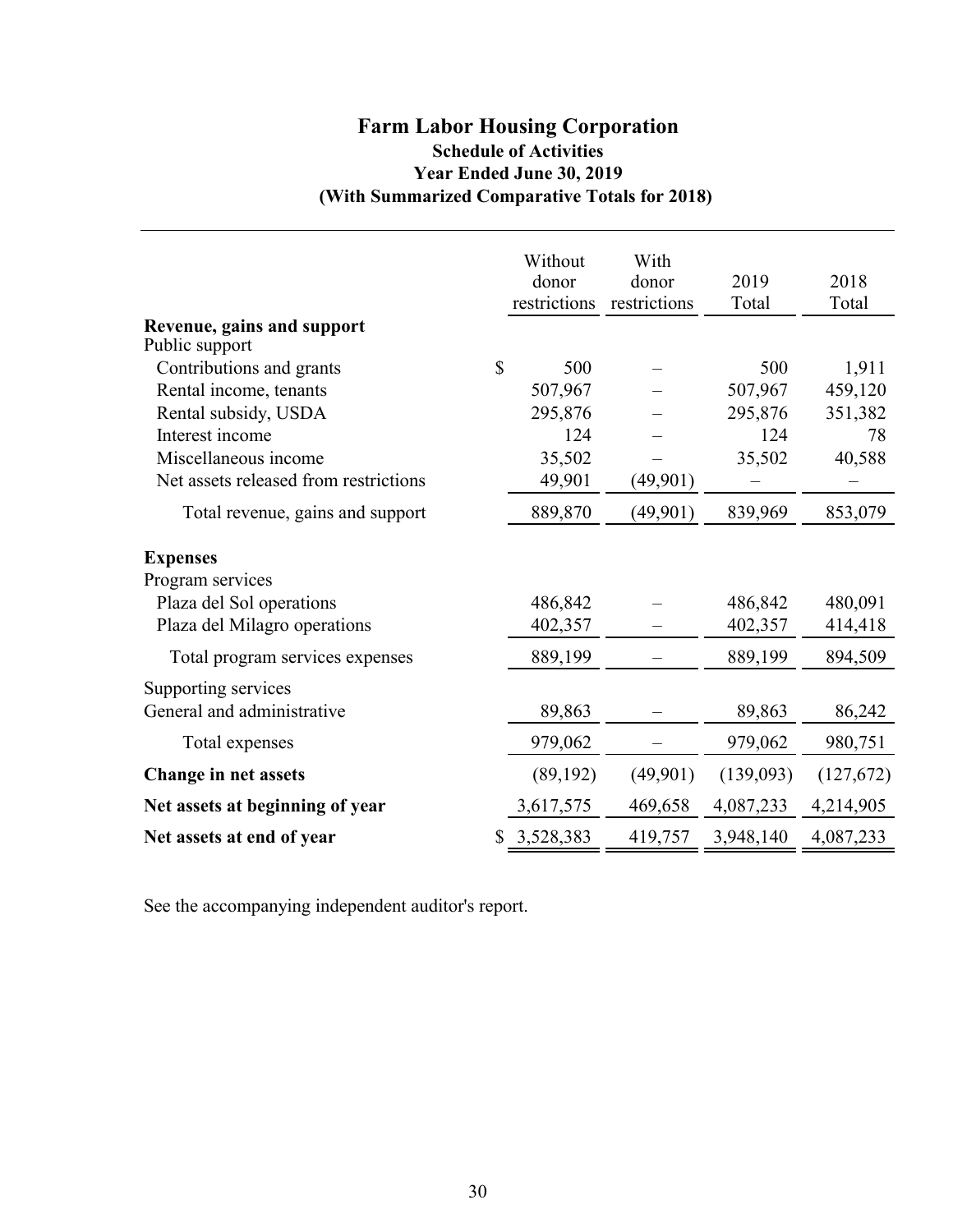# Farm Labor Housing Corporation

## Schedule of Activities

### Year Ended June 30, 2019

### (With Summarized Comparative Totals for 2018)

| | Without donor restrictions | With donor restrictions | 2019 Total | 2018 Total |
|---|---|---|---|---|
| **Revenue, gains and support** | | | | |
| Public support | | | | |
| Contributions and grants | $ 500 | – | 500 | 1,911 |
| Rental income, tenants | 507,967 | – | 507,967 | 459,120 |
| Rental subsidy, USDA | 295,876 | – | 295,876 | 351,382 |
| Interest income | 124 | – | 124 | 78 |
| Miscellaneous income | 35,502 | – | 35,502 | 40,588 |
| Net assets released from restrictions | 49,901 | (49,901) | – | – |
| Total revenue, gains and support | 889,870 | (49,901) | 839,969 | 853,079 |
| **Expenses** | | | | |
| Program services | | | | |
| Plaza del Sol operations | 486,842 | – | 486,842 | 480,091 |
| Plaza del Milagro operations | 402,357 | – | 402,357 | 414,418 |
| Total program services expenses | 889,199 | – | 889,199 | 894,509 |
| Supporting services | | | | |
| General and administrative | 89,863 | – | 89,863 | 86,242 |
| Total expenses | 979,062 | – | 979,062 | 980,751 |
| **Change in net assets** | (89,192) | (49,901) | (139,093) | (127,672) |
| **Net assets at beginning of year** | 3,617,575 | 469,658 | 4,087,233 | 4,214,905 |
| **Net assets at end of year** | $ 3,528,383 | 419,757 | 3,948,140 | 4,087,233 |

See the accompanying independent auditor's report.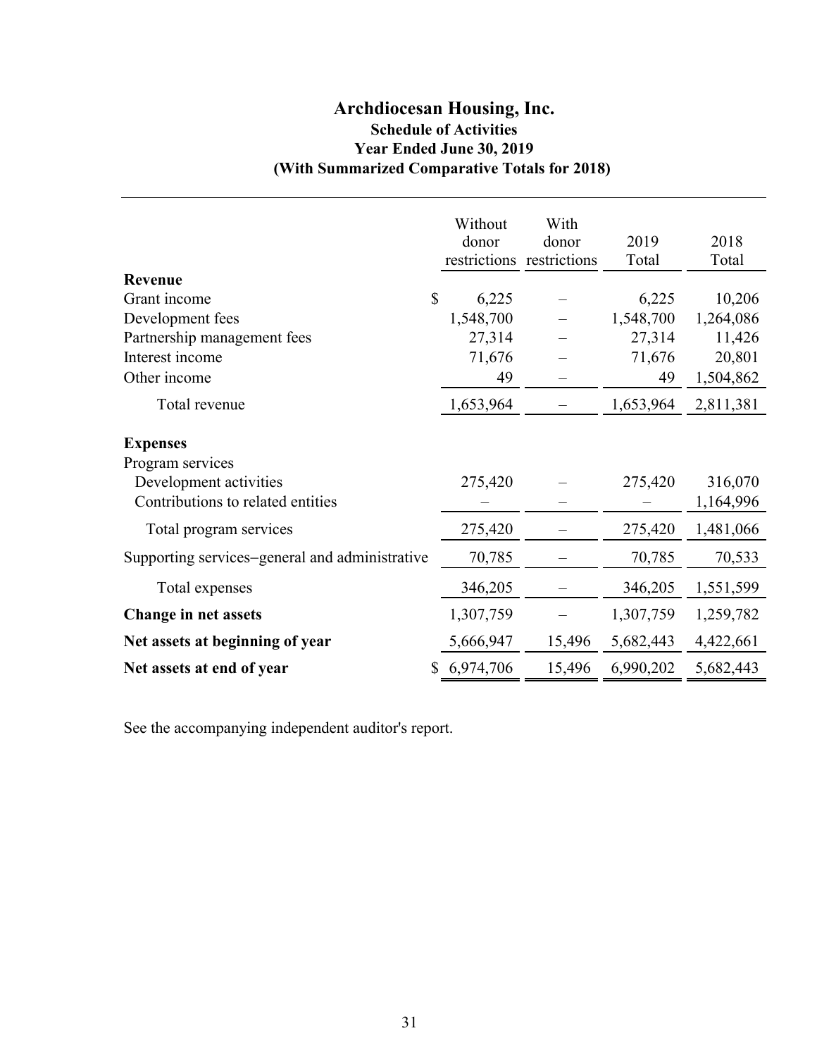# Archdiocesan Housing, Inc.

## Schedule of Activities

### Year Ended June 30, 2019

### (With Summarized Comparative Totals for 2018)

| | Without donor restrictions | With donor restrictions | 2019 Total | 2018 Total |
|---|---|---|---|---|
| **Revenue** | | | | |
| Grant income | $ 6,225 | – | 6,225 | 10,206 |
| Development fees | 1,548,700 | – | 1,548,700 | 1,264,086 |
| Partnership management fees | 27,314 | – | 27,314 | 11,426 |
| Interest income | 71,676 | – | 71,676 | 20,801 |
| Other income | 49 | – | 49 | 1,504,862 |
| Total revenue | 1,653,964 | – | 1,653,964 | 2,811,381 |
| **Expenses** | | | | |
| Program services | | | | |
| Development activities | 275,420 | – | 275,420 | 316,070 |
| Contributions to related entities | – | – | – | 1,164,996 |
| Total program services | 275,420 | – | 275,420 | 1,481,066 |
| Supporting services–general and administrative | 70,785 | – | 70,785 | 70,533 |
| Total expenses | 346,205 | – | 346,205 | 1,551,599 |
| **Change in net assets** | 1,307,759 | – | 1,307,759 | 1,259,782 |
| **Net assets at beginning of year** | 5,666,947 | 15,496 | 5,682,443 | 4,422,661 |
| **Net assets at end of year** | $ 6,974,706 | 15,496 | 6,990,202 | 5,682,443 |

See the accompanying independent auditor's report.